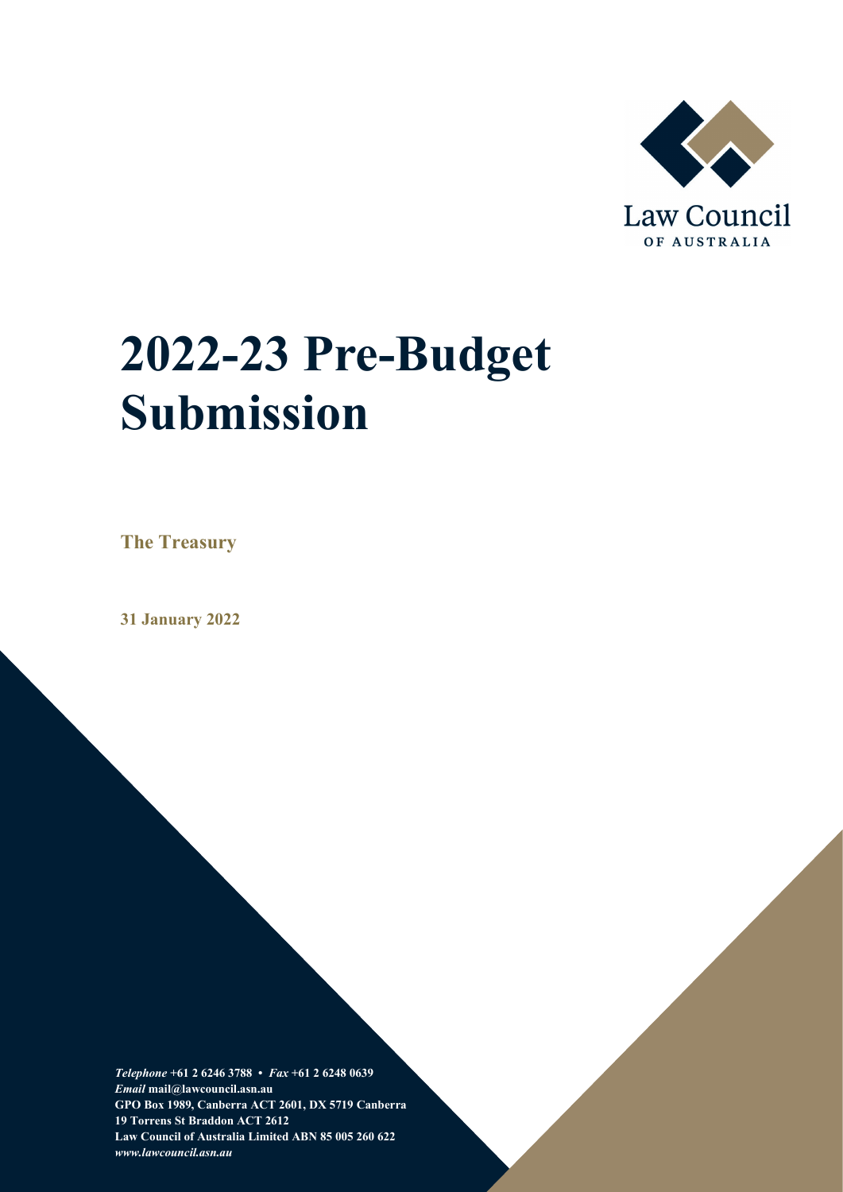Law Council
OF AUSTRALIA

# 2022-23 Pre-Budget Submission

**The Treasury**

**31 January 2022**

***Telephone*** **+61 2 6246 3788 •** ***Fax*** **+61 2 6248 0639**
***Email*** **mail@lawcouncil.asn.au**
**GPO Box 1989, Canberra ACT 2601, DX 5719 Canberra**
**19 Torrens St Braddon ACT 2612**
**Law Council of Australia Limited ABN 85 005 260 622**
***www.lawcouncil.asn.au***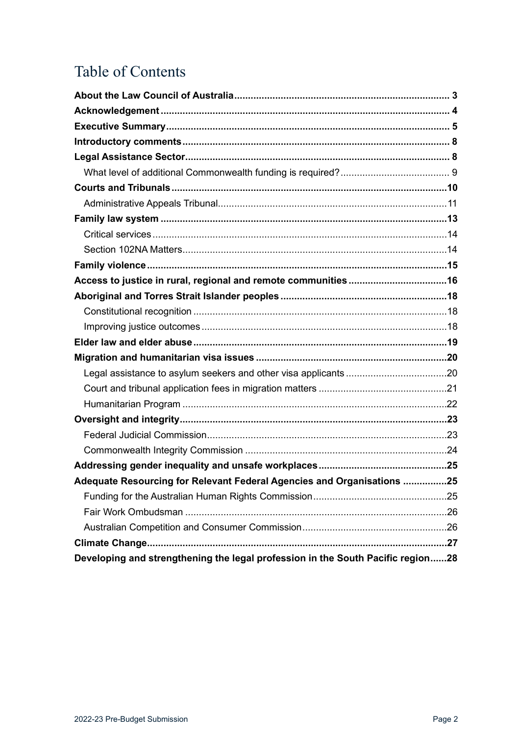# Table of Contents

**About the Law Council of Australia** .......... 3
**Acknowledgement** .......... 4
**Executive Summary** .......... 5
**Introductory comments** .......... 8
**Legal Assistance Sector** .......... 8
- What level of additional Commonwealth funding is required? .......... 9

**Courts and Tribunals** .......... 10
- Administrative Appeals Tribunal .......... 11

**Family law system** .......... 13
- Critical services .......... 14
- Section 102NA Matters .......... 14

**Family violence** .......... 15
**Access to justice in rural, regional and remote communities** .......... 16
**Aboriginal and Torres Strait Islander peoples** .......... 18
- Constitutional recognition .......... 18
- Improving justice outcomes .......... 18

**Elder law and elder abuse** .......... 19
**Migration and humanitarian visa issues** .......... 20
- Legal assistance to asylum seekers and other visa applicants .......... 20
- Court and tribunal application fees in migration matters .......... 21
- Humanitarian Program .......... 22

**Oversight and integrity** .......... 23
- Federal Judicial Commission .......... 23
- Commonwealth Integrity Commission .......... 24

**Addressing gender inequality and unsafe workplaces** .......... 25
**Adequate Resourcing for Relevant Federal Agencies and Organisations** .......... 25
- Funding for the Australian Human Rights Commission .......... 25
- Fair Work Ombudsman .......... 26
- Australian Competition and Consumer Commission .......... 26

**Climate Change** .......... 27
**Developing and strengthening the legal profession in the South Pacific region** .......... 28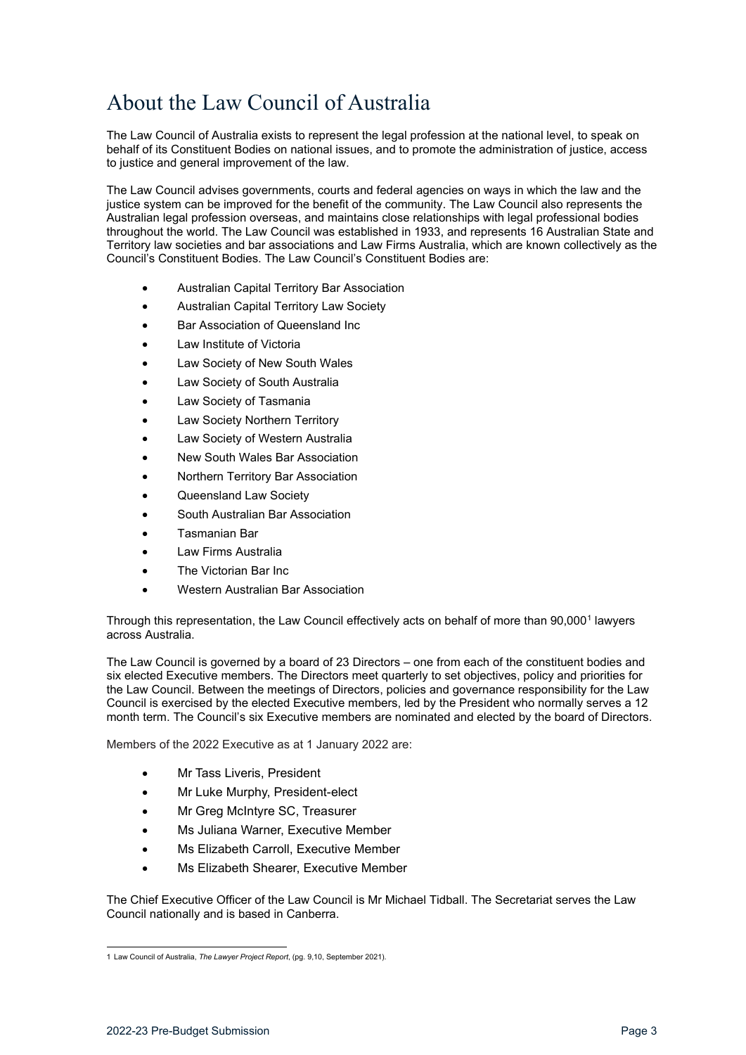# About the Law Council of Australia

The Law Council of Australia exists to represent the legal profession at the national level, to speak on behalf of its Constituent Bodies on national issues, and to promote the administration of justice, access to justice and general improvement of the law.

The Law Council advises governments, courts and federal agencies on ways in which the law and the justice system can be improved for the benefit of the community. The Law Council also represents the Australian legal profession overseas, and maintains close relationships with legal professional bodies throughout the world. The Law Council was established in 1933, and represents 16 Australian State and Territory law societies and bar associations and Law Firms Australia, which are known collectively as the Council's Constituent Bodies. The Law Council's Constituent Bodies are:

- Australian Capital Territory Bar Association
- Australian Capital Territory Law Society
- Bar Association of Queensland Inc
- Law Institute of Victoria
- Law Society of New South Wales
- Law Society of South Australia
- Law Society of Tasmania
- Law Society Northern Territory
- Law Society of Western Australia
- New South Wales Bar Association
- Northern Territory Bar Association
- Queensland Law Society
- South Australian Bar Association
- Tasmanian Bar
- Law Firms Australia
- The Victorian Bar Inc
- Western Australian Bar Association

Through this representation, the Law Council effectively acts on behalf of more than 90,000[1] lawyers across Australia.

The Law Council is governed by a board of 23 Directors – one from each of the constituent bodies and six elected Executive members. The Directors meet quarterly to set objectives, policy and priorities for the Law Council. Between the meetings of Directors, policies and governance responsibility for the Law Council is exercised by the elected Executive members, led by the President who normally serves a 12 month term. The Council's six Executive members are nominated and elected by the board of Directors.

Members of the 2022 Executive as at 1 January 2022 are:

- Mr Tass Liveris, President
- Mr Luke Murphy, President-elect
- Mr Greg McIntyre SC, Treasurer
- Ms Juliana Warner, Executive Member
- Ms Elizabeth Carroll, Executive Member
- Ms Elizabeth Shearer, Executive Member

The Chief Executive Officer of the Law Council is Mr Michael Tidball. The Secretariat serves the Law Council nationally and is based in Canberra.

1 Law Council of Australia, *The Lawyer Project Report*, (pg. 9,10, September 2021).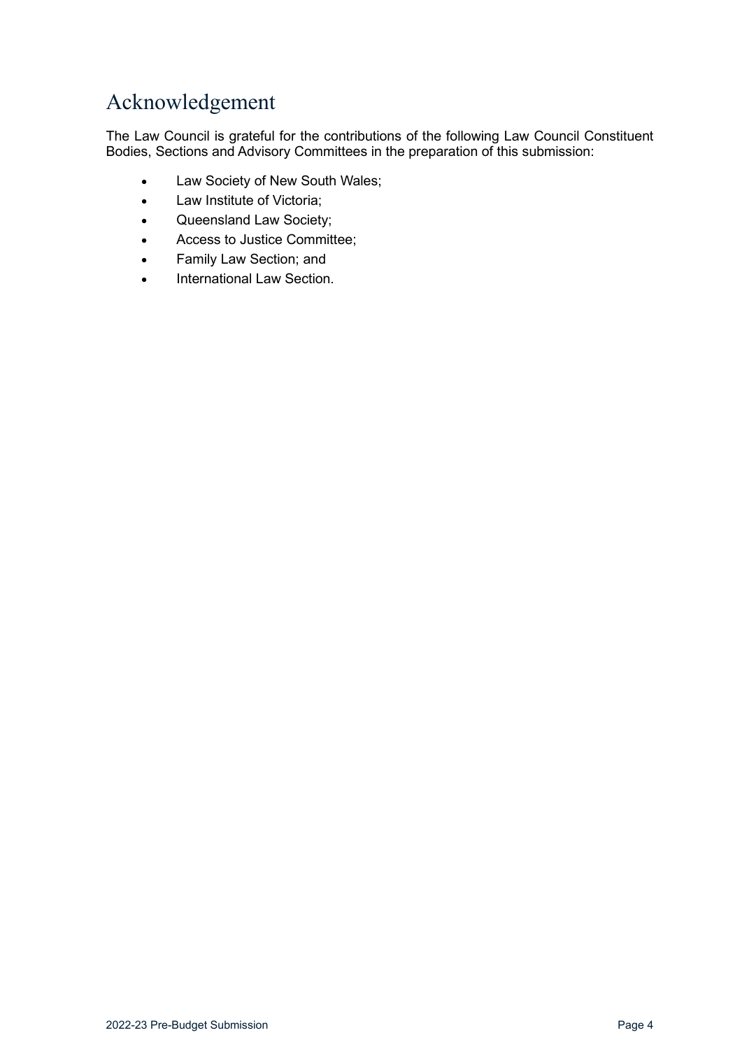# Acknowledgement

The Law Council is grateful for the contributions of the following Law Council Constituent Bodies, Sections and Advisory Committees in the preparation of this submission:

- Law Society of New South Wales;
- Law Institute of Victoria;
- Queensland Law Society;
- Access to Justice Committee;
- Family Law Section; and
- International Law Section.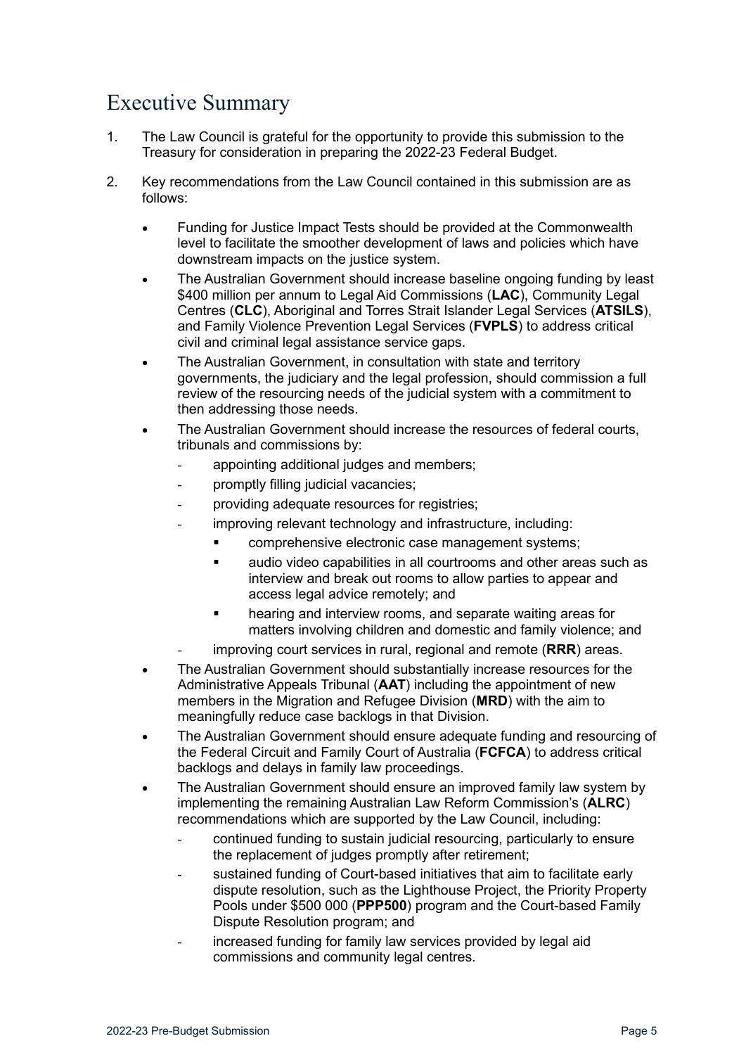# Executive Summary

1. The Law Council is grateful for the opportunity to provide this submission to the Treasury for consideration in preparing the 2022-23 Federal Budget.

2. Key recommendations from the Law Council contained in this submission are as follows:

   - Funding for Justice Impact Tests should be provided at the Commonwealth level to facilitate the smoother development of laws and policies which have downstream impacts on the justice system.
   - The Australian Government should increase baseline ongoing funding by least $400 million per annum to Legal Aid Commissions (**LAC**), Community Legal Centres (**CLC**), Aboriginal and Torres Strait Islander Legal Services (**ATSILS**), and Family Violence Prevention Legal Services (**FVPLS**) to address critical civil and criminal legal assistance service gaps.
   - The Australian Government, in consultation with state and territory governments, the judiciary and the legal profession, should commission a full review of the resourcing needs of the judicial system with a commitment to then addressing those needs.
   - The Australian Government should increase the resources of federal courts, tribunals and commissions by:
     - appointing additional judges and members;
     - promptly filling judicial vacancies;
     - providing adequate resources for registries;
     - improving relevant technology and infrastructure, including:
       - comprehensive electronic case management systems;
       - audio video capabilities in all courtrooms and other areas such as interview and break out rooms to allow parties to appear and access legal advice remotely; and
       - hearing and interview rooms, and separate waiting areas for matters involving children and domestic and family violence; and
     - improving court services in rural, regional and remote (**RRR**) areas.
   - The Australian Government should substantially increase resources for the Administrative Appeals Tribunal (**AAT**) including the appointment of new members in the Migration and Refugee Division (**MRD**) with the aim to meaningfully reduce case backlogs in that Division.
   - The Australian Government should ensure adequate funding and resourcing of the Federal Circuit and Family Court of Australia (**FCFCA**) to address critical backlogs and delays in family law proceedings.
   - The Australian Government should ensure an improved family law system by implementing the remaining Australian Law Reform Commission's (**ALRC**) recommendations which are supported by the Law Council, including:
     - continued funding to sustain judicial resourcing, particularly to ensure the replacement of judges promptly after retirement;
     - sustained funding of Court-based initiatives that aim to facilitate early dispute resolution, such as the Lighthouse Project, the Priority Property Pools under $500 000 (**PPP500**) program and the Court-based Family Dispute Resolution program; and
     - increased funding for family law services provided by legal aid commissions and community legal centres.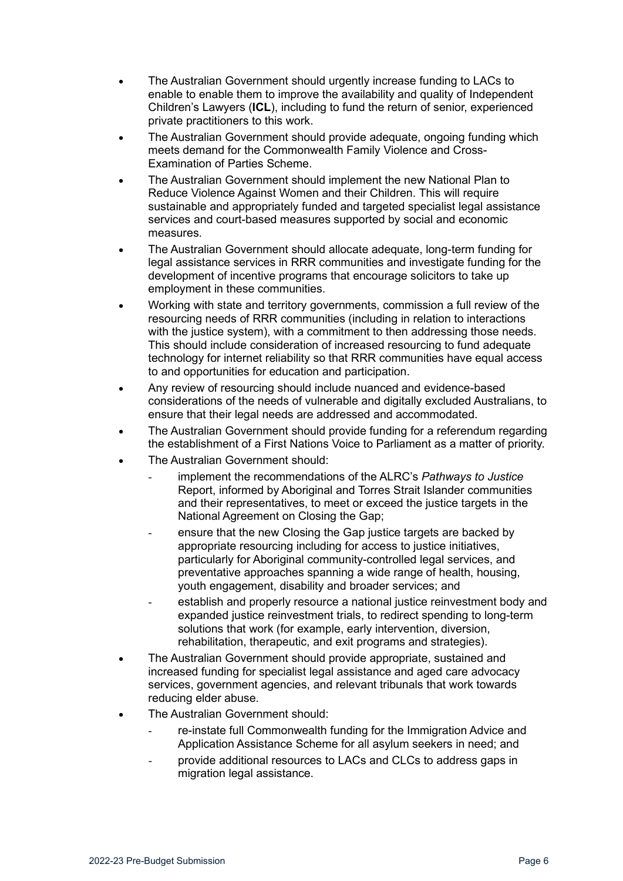- The Australian Government should urgently increase funding to LACs to enable to enable them to improve the availability and quality of Independent Children's Lawyers (**ICL**), including to fund the return of senior, experienced private practitioners to this work.
- The Australian Government should provide adequate, ongoing funding which meets demand for the Commonwealth Family Violence and Cross-Examination of Parties Scheme.
- The Australian Government should implement the new National Plan to Reduce Violence Against Women and their Children. This will require sustainable and appropriately funded and targeted specialist legal assistance services and court-based measures supported by social and economic measures.
- The Australian Government should allocate adequate, long-term funding for legal assistance services in RRR communities and investigate funding for the development of incentive programs that encourage solicitors to take up employment in these communities.
- Working with state and territory governments, commission a full review of the resourcing needs of RRR communities (including in relation to interactions with the justice system), with a commitment to then addressing those needs. This should include consideration of increased resourcing to fund adequate technology for internet reliability so that RRR communities have equal access to and opportunities for education and participation.
- Any review of resourcing should include nuanced and evidence-based considerations of the needs of vulnerable and digitally excluded Australians, to ensure that their legal needs are addressed and accommodated.
- The Australian Government should provide funding for a referendum regarding the establishment of a First Nations Voice to Parliament as a matter of priority.
- The Australian Government should:
  - implement the recommendations of the ALRC's *Pathways to Justice* Report, informed by Aboriginal and Torres Strait Islander communities and their representatives, to meet or exceed the justice targets in the National Agreement on Closing the Gap;
  - ensure that the new Closing the Gap justice targets are backed by appropriate resourcing including for access to justice initiatives, particularly for Aboriginal community-controlled legal services, and preventative approaches spanning a wide range of health, housing, youth engagement, disability and broader services; and
  - establish and properly resource a national justice reinvestment body and expanded justice reinvestment trials, to redirect spending to long-term solutions that work (for example, early intervention, diversion, rehabilitation, therapeutic, and exit programs and strategies).
- The Australian Government should provide appropriate, sustained and increased funding for specialist legal assistance and aged care advocacy services, government agencies, and relevant tribunals that work towards reducing elder abuse.
- The Australian Government should:
  - re-instate full Commonwealth funding for the Immigration Advice and Application Assistance Scheme for all asylum seekers in need; and
  - provide additional resources to LACs and CLCs to address gaps in migration legal assistance.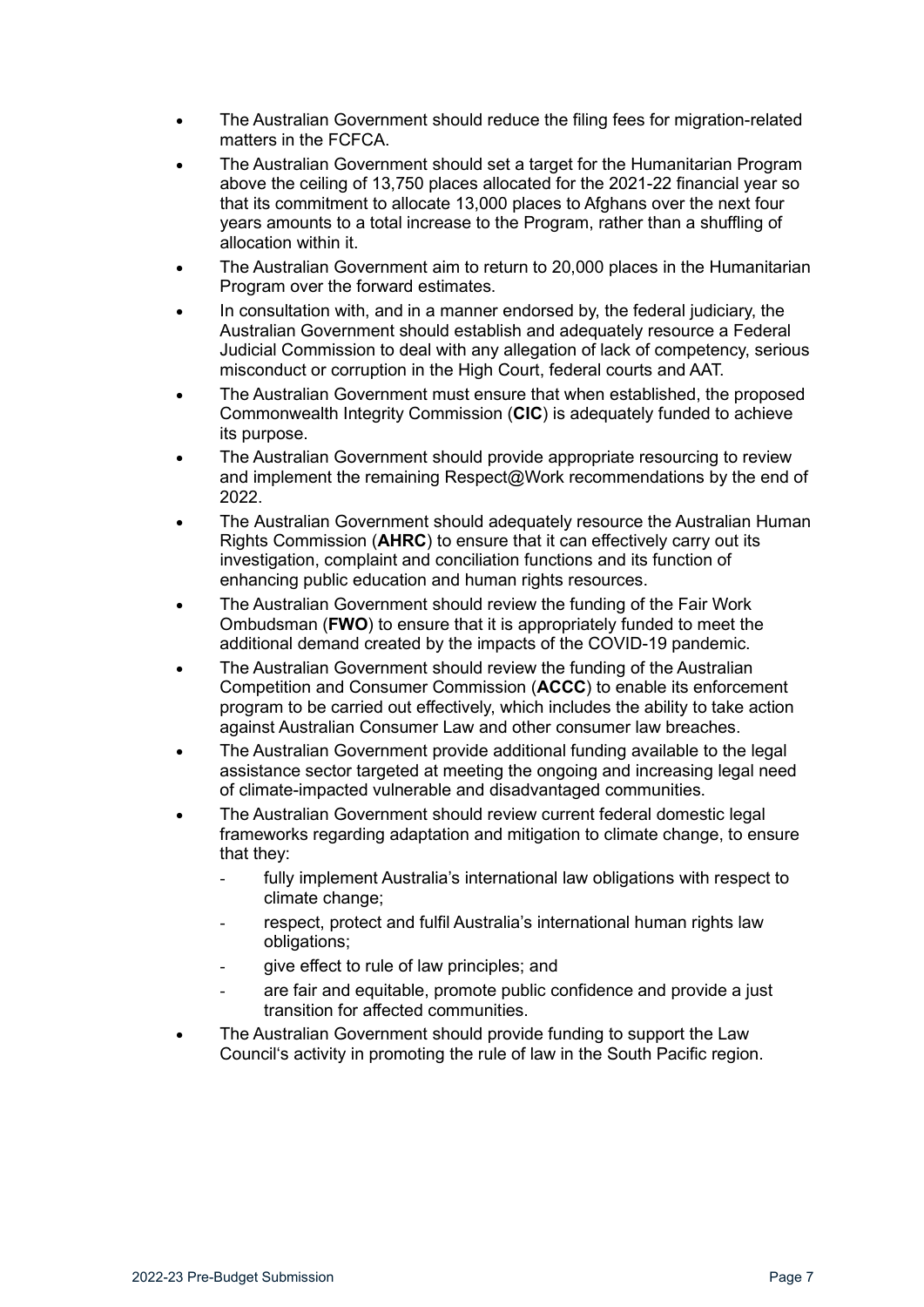- The Australian Government should reduce the filing fees for migration-related matters in the FCFCA.
- The Australian Government should set a target for the Humanitarian Program above the ceiling of 13,750 places allocated for the 2021-22 financial year so that its commitment to allocate 13,000 places to Afghans over the next four years amounts to a total increase to the Program, rather than a shuffling of allocation within it.
- The Australian Government aim to return to 20,000 places in the Humanitarian Program over the forward estimates.
- In consultation with, and in a manner endorsed by, the federal judiciary, the Australian Government should establish and adequately resource a Federal Judicial Commission to deal with any allegation of lack of competency, serious misconduct or corruption in the High Court, federal courts and AAT.
- The Australian Government must ensure that when established, the proposed Commonwealth Integrity Commission (**CIC**) is adequately funded to achieve its purpose.
- The Australian Government should provide appropriate resourcing to review and implement the remaining Respect@Work recommendations by the end of 2022.
- The Australian Government should adequately resource the Australian Human Rights Commission (**AHRC**) to ensure that it can effectively carry out its investigation, complaint and conciliation functions and its function of enhancing public education and human rights resources.
- The Australian Government should review the funding of the Fair Work Ombudsman (**FWO**) to ensure that it is appropriately funded to meet the additional demand created by the impacts of the COVID-19 pandemic.
- The Australian Government should review the funding of the Australian Competition and Consumer Commission (**ACCC**) to enable its enforcement program to be carried out effectively, which includes the ability to take action against Australian Consumer Law and other consumer law breaches.
- The Australian Government provide additional funding available to the legal assistance sector targeted at meeting the ongoing and increasing legal need of climate-impacted vulnerable and disadvantaged communities.
- The Australian Government should review current federal domestic legal frameworks regarding adaptation and mitigation to climate change, to ensure that they:
  - fully implement Australia's international law obligations with respect to climate change;
  - respect, protect and fulfil Australia's international human rights law obligations;
  - give effect to rule of law principles; and
  - are fair and equitable, promote public confidence and provide a just transition for affected communities.
- The Australian Government should provide funding to support the Law Council's activity in promoting the rule of law in the South Pacific region.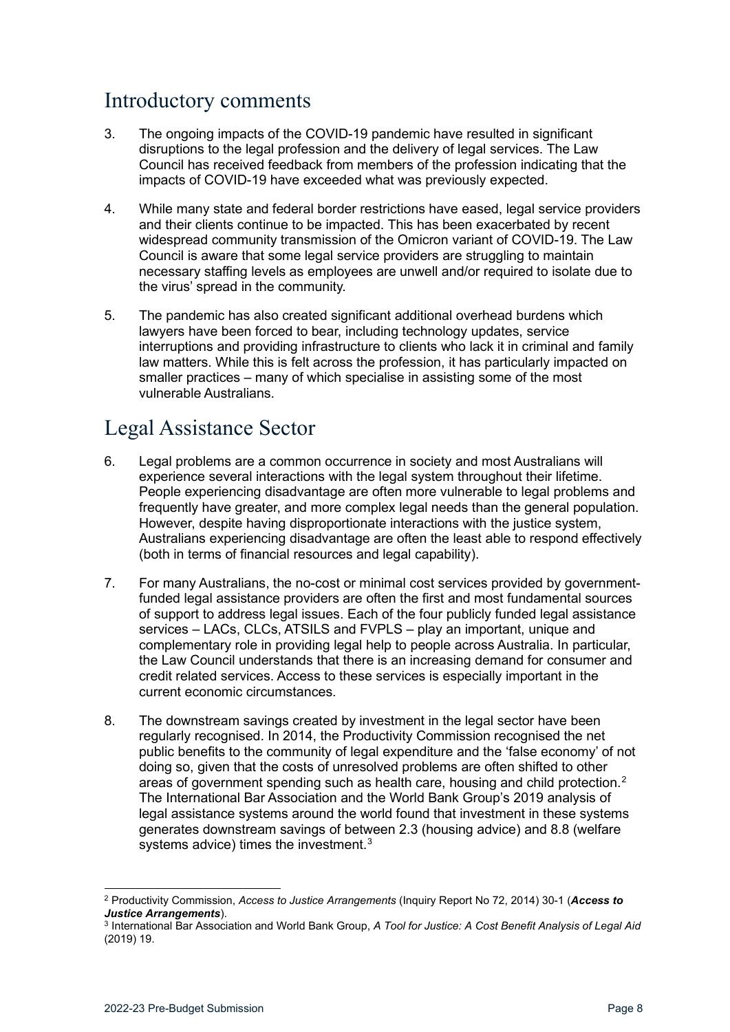## Introductory comments

3. The ongoing impacts of the COVID-19 pandemic have resulted in significant disruptions to the legal profession and the delivery of legal services. The Law Council has received feedback from members of the profession indicating that the impacts of COVID-19 have exceeded what was previously expected.

4. While many state and federal border restrictions have eased, legal service providers and their clients continue to be impacted. This has been exacerbated by recent widespread community transmission of the Omicron variant of COVID-19. The Law Council is aware that some legal service providers are struggling to maintain necessary staffing levels as employees are unwell and/or required to isolate due to the virus' spread in the community.

5. The pandemic has also created significant additional overhead burdens which lawyers have been forced to bear, including technology updates, service interruptions and providing infrastructure to clients who lack it in criminal and family law matters. While this is felt across the profession, it has particularly impacted on smaller practices – many of which specialise in assisting some of the most vulnerable Australians.

## Legal Assistance Sector

6. Legal problems are a common occurrence in society and most Australians will experience several interactions with the legal system throughout their lifetime. People experiencing disadvantage are often more vulnerable to legal problems and frequently have greater, and more complex legal needs than the general population. However, despite having disproportionate interactions with the justice system, Australians experiencing disadvantage are often the least able to respond effectively (both in terms of financial resources and legal capability).

7. For many Australians, the no-cost or minimal cost services provided by government-funded legal assistance providers are often the first and most fundamental sources of support to address legal issues. Each of the four publicly funded legal assistance services – LACs, CLCs, ATSILS and FVPLS – play an important, unique and complementary role in providing legal help to people across Australia. In particular, the Law Council understands that there is an increasing demand for consumer and credit related services. Access to these services is especially important in the current economic circumstances.

8. The downstream savings created by investment in the legal sector have been regularly recognised. In 2014, the Productivity Commission recognised the net public benefits to the community of legal expenditure and the 'false economy' of not doing so, given that the costs of unresolved problems are often shifted to other areas of government spending such as health care, housing and child protection.[2] The International Bar Association and the World Bank Group's 2019 analysis of legal assistance systems around the world found that investment in these systems generates downstream savings of between 2.3 (housing advice) and 8.8 (welfare systems advice) times the investment.[3]

---

[2] Productivity Commission, *Access to Justice Arrangements* (Inquiry Report No 72, 2014) 30-1 (***Access to Justice Arrangements***).

[3] International Bar Association and World Bank Group, *A Tool for Justice: A Cost Benefit Analysis of Legal Aid* (2019) 19.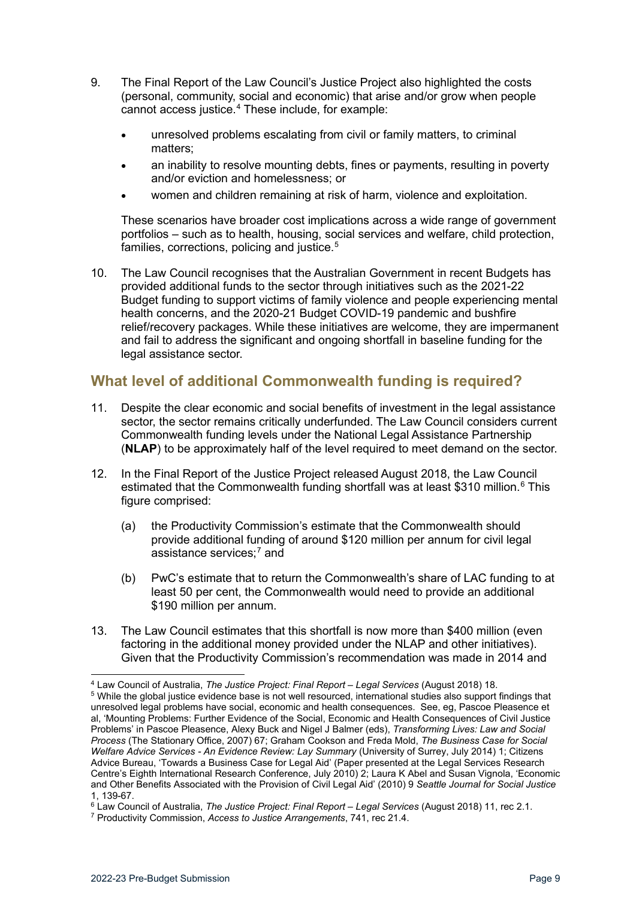9. The Final Report of the Law Council's Justice Project also highlighted the costs (personal, community, social and economic) that arise and/or grow when people cannot access justice.[4] These include, for example:

   - unresolved problems escalating from civil or family matters, to criminal matters;
   - an inability to resolve mounting debts, fines or payments, resulting in poverty and/or eviction and homelessness; or
   - women and children remaining at risk of harm, violence and exploitation.

   These scenarios have broader cost implications across a wide range of government portfolios – such as to health, housing, social services and welfare, child protection, families, corrections, policing and justice.[5]

10. The Law Council recognises that the Australian Government in recent Budgets has provided additional funds to the sector through initiatives such as the 2021-22 Budget funding to support victims of family violence and people experiencing mental health concerns, and the 2020-21 Budget COVID-19 pandemic and bushfire relief/recovery packages. While these initiatives are welcome, they are impermanent and fail to address the significant and ongoing shortfall in baseline funding for the legal assistance sector.

## What level of additional Commonwealth funding is required?

11. Despite the clear economic and social benefits of investment in the legal assistance sector, the sector remains critically underfunded. The Law Council considers current Commonwealth funding levels under the National Legal Assistance Partnership (**NLAP**) to be approximately half of the level required to meet demand on the sector.

12. In the Final Report of the Justice Project released August 2018, the Law Council estimated that the Commonwealth funding shortfall was at least $310 million.[6] This figure comprised:

    (a) the Productivity Commission's estimate that the Commonwealth should provide additional funding of around $120 million per annum for civil legal assistance services;[7] and

    (b) PwC's estimate that to return the Commonwealth's share of LAC funding to at least 50 per cent, the Commonwealth would need to provide an additional $190 million per annum.

13. The Law Council estimates that this shortfall is now more than $400 million (even factoring in the additional money provided under the NLAP and other initiatives). Given that the Productivity Commission's recommendation was made in 2014 and

---

[4] Law Council of Australia, *The Justice Project: Final Report – Legal Services* (August 2018) 18.

[5] While the global justice evidence base is not well resourced, international studies also support findings that unresolved legal problems have social, economic and health consequences. See, eg, Pascoe Pleasence et al, 'Mounting Problems: Further Evidence of the Social, Economic and Health Consequences of Civil Justice Problems' in Pascoe Pleasence, Alexy Buck and Nigel J Balmer (eds), *Transforming Lives: Law and Social Process* (The Stationary Office, 2007) 67; Graham Cookson and Freda Mold, *The Business Case for Social Welfare Advice Services - An Evidence Review: Lay Summary* (University of Surrey, July 2014) 1; Citizens Advice Bureau, 'Towards a Business Case for Legal Aid' (Paper presented at the Legal Services Research Centre's Eighth International Research Conference, July 2010) 2; Laura K Abel and Susan Vignola, 'Economic and Other Benefits Associated with the Provision of Civil Legal Aid' (2010) 9 *Seattle Journal for Social Justice* 1, 139-67.

[6] Law Council of Australia, *The Justice Project: Final Report – Legal Services* (August 2018) 11, rec 2.1.

[7] Productivity Commission, *Access to Justice Arrangements*, 741, rec 21.4.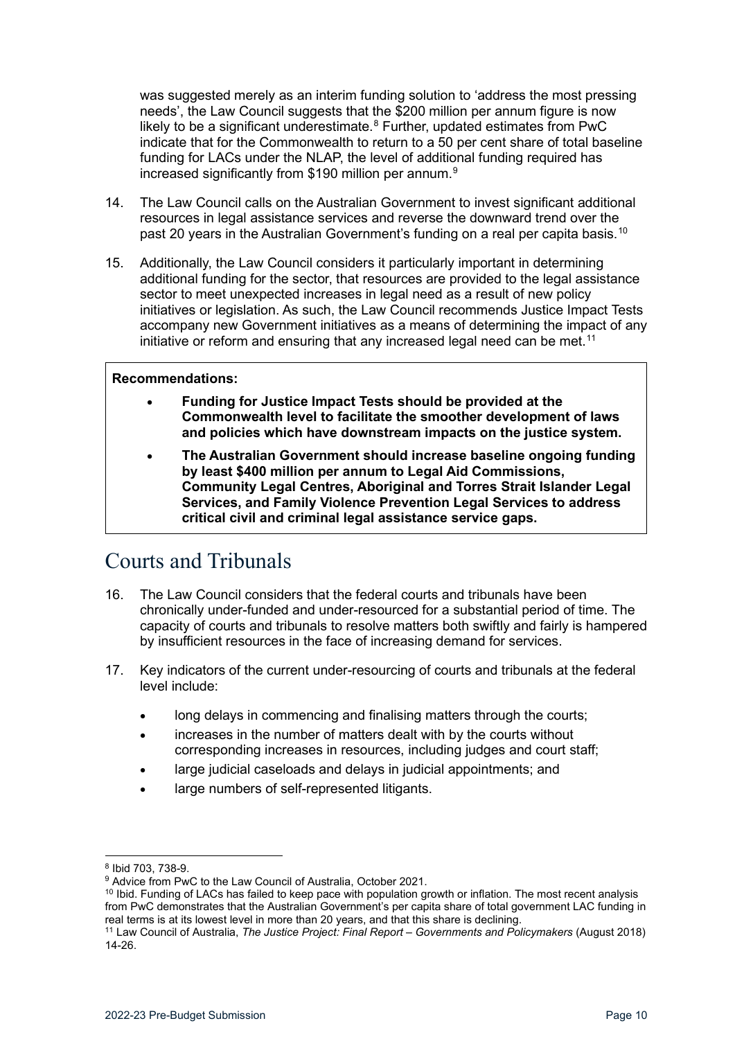was suggested merely as an interim funding solution to 'address the most pressing needs', the Law Council suggests that the $200 million per annum figure is now likely to be a significant underestimate.[8] Further, updated estimates from PwC indicate that for the Commonwealth to return to a 50 per cent share of total baseline funding for LACs under the NLAP, the level of additional funding required has increased significantly from $190 million per annum.[9]

14. The Law Council calls on the Australian Government to invest significant additional resources in legal assistance services and reverse the downward trend over the past 20 years in the Australian Government's funding on a real per capita basis.[10]

15. Additionally, the Law Council considers it particularly important in determining additional funding for the sector, that resources are provided to the legal assistance sector to meet unexpected increases in legal need as a result of new policy initiatives or legislation. As such, the Law Council recommends Justice Impact Tests accompany new Government initiatives as a means of determining the impact of any initiative or reform and ensuring that any increased legal need can be met.[11]

**Recommendations:**

- **Funding for Justice Impact Tests should be provided at the Commonwealth level to facilitate the smoother development of laws and policies which have downstream impacts on the justice system.**
- **The Australian Government should increase baseline ongoing funding by least $400 million per annum to Legal Aid Commissions, Community Legal Centres, Aboriginal and Torres Strait Islander Legal Services, and Family Violence Prevention Legal Services to address critical civil and criminal legal assistance service gaps.**

# Courts and Tribunals

16. The Law Council considers that the federal courts and tribunals have been chronically under-funded and under-resourced for a substantial period of time. The capacity of courts and tribunals to resolve matters both swiftly and fairly is hampered by insufficient resources in the face of increasing demand for services.

17. Key indicators of the current under-resourcing of courts and tribunals at the federal level include:
    - long delays in commencing and finalising matters through the courts;
    - increases in the number of matters dealt with by the courts without corresponding increases in resources, including judges and court staff;
    - large judicial caseloads and delays in judicial appointments; and
    - large numbers of self-represented litigants.

---

[8] Ibid 703, 738-9.

[9] Advice from PwC to the Law Council of Australia, October 2021.

[10] Ibid. Funding of LACs has failed to keep pace with population growth or inflation. The most recent analysis from PwC demonstrates that the Australian Government's per capita share of total government LAC funding in real terms is at its lowest level in more than 20 years, and that this share is declining.

[11] Law Council of Australia, *The Justice Project: Final Report – Governments and Policymakers* (August 2018) 14-26.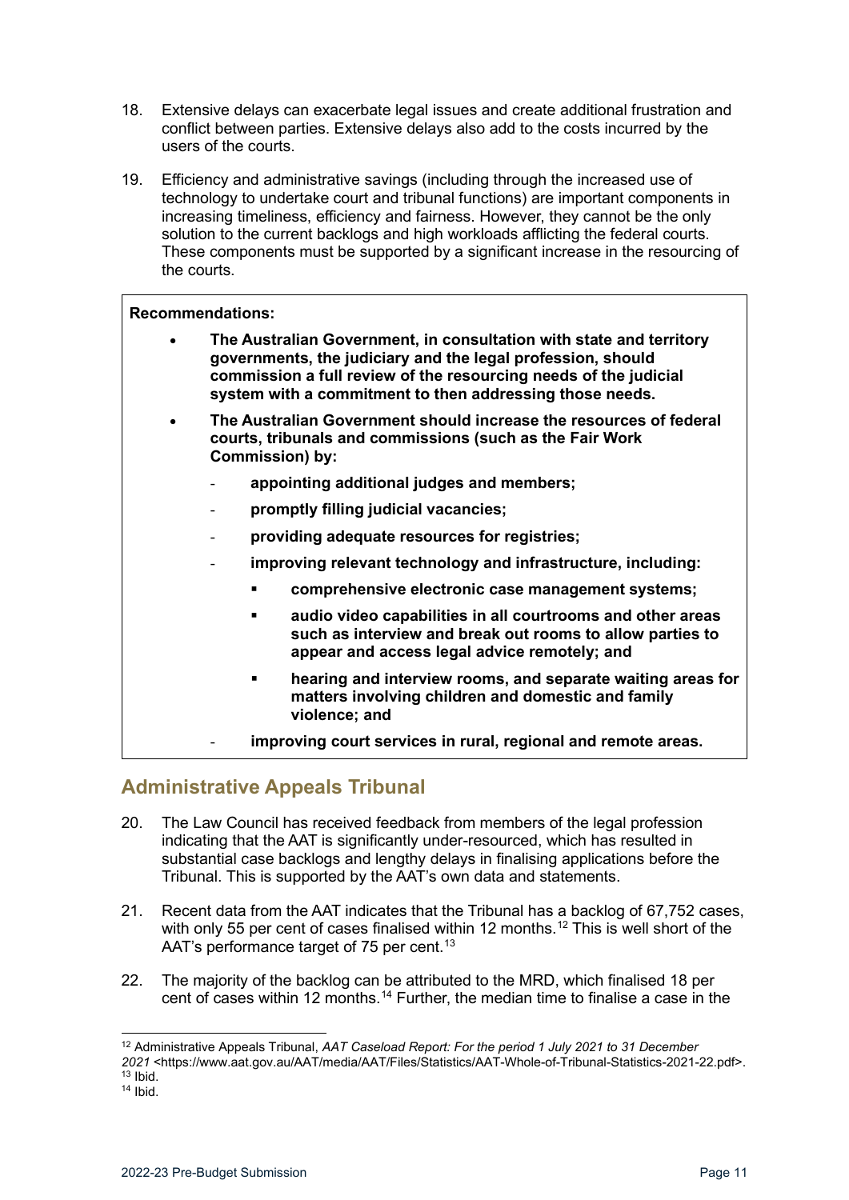18. Extensive delays can exacerbate legal issues and create additional frustration and conflict between parties. Extensive delays also add to the costs incurred by the users of the courts.

19. Efficiency and administrative savings (including through the increased use of technology to undertake court and tribunal functions) are important components in increasing timeliness, efficiency and fairness. However, they cannot be the only solution to the current backlogs and high workloads afflicting the federal courts. These components must be supported by a significant increase in the resourcing of the courts.

> **Recommendations:**
>
> - **The Australian Government, in consultation with state and territory governments, the judiciary and the legal profession, should commission a full review of the resourcing needs of the judicial system with a commitment to then addressing those needs.**
> - **The Australian Government should increase the resources of federal courts, tribunals and commissions (such as the Fair Work Commission) by:**
>   - **appointing additional judges and members;**
>   - **promptly filling judicial vacancies;**
>   - **providing adequate resources for registries;**
>   - **improving relevant technology and infrastructure, including:**
>     - **comprehensive electronic case management systems;**
>     - **audio video capabilities in all courtrooms and other areas such as interview and break out rooms to allow parties to appear and access legal advice remotely; and**
>     - **hearing and interview rooms, and separate waiting areas for matters involving children and domestic and family violence; and**
>   - **improving court services in rural, regional and remote areas.**

## Administrative Appeals Tribunal

20. The Law Council has received feedback from members of the legal profession indicating that the AAT is significantly under-resourced, which has resulted in substantial case backlogs and lengthy delays in finalising applications before the Tribunal. This is supported by the AAT's own data and statements.

21. Recent data from the AAT indicates that the Tribunal has a backlog of 67,752 cases, with only 55 per cent of cases finalised within 12 months.[12] This is well short of the AAT's performance target of 75 per cent.[13]

22. The majority of the backlog can be attributed to the MRD, which finalised 18 per cent of cases within 12 months.[14] Further, the median time to finalise a case in the

---

[12] Administrative Appeals Tribunal, *AAT Caseload Report: For the period 1 July 2021 to 31 December 2021* <https://www.aat.gov.au/AAT/media/AAT/Files/Statistics/AAT-Whole-of-Tribunal-Statistics-2021-22.pdf>.
[13] Ibid.
[14] Ibid.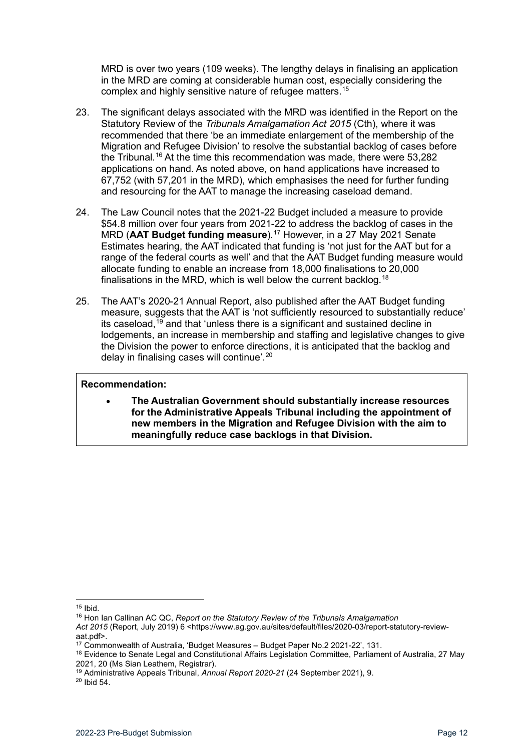MRD is over two years (109 weeks). The lengthy delays in finalising an application in the MRD are coming at considerable human cost, especially considering the complex and highly sensitive nature of refugee matters.[15]

23. The significant delays associated with the MRD was identified in the Report on the Statutory Review of the *Tribunals Amalgamation Act 2015* (Cth), where it was recommended that there 'be an immediate enlargement of the membership of the Migration and Refugee Division' to resolve the substantial backlog of cases before the Tribunal.[16] At the time this recommendation was made, there were 53,282 applications on hand. As noted above, on hand applications have increased to 67,752 (with 57,201 in the MRD), which emphasises the need for further funding and resourcing for the AAT to manage the increasing caseload demand.

24. The Law Council notes that the 2021-22 Budget included a measure to provide $54.8 million over four years from 2021-22 to address the backlog of cases in the MRD (**AAT Budget funding measure**).[17] However, in a 27 May 2021 Senate Estimates hearing, the AAT indicated that funding is 'not just for the AAT but for a range of the federal courts as well' and that the AAT Budget funding measure would allocate funding to enable an increase from 18,000 finalisations to 20,000 finalisations in the MRD, which is well below the current backlog.[18]

25. The AAT's 2020-21 Annual Report, also published after the AAT Budget funding measure, suggests that the AAT is 'not sufficiently resourced to substantially reduce' its caseload,[19] and that 'unless there is a significant and sustained decline in lodgements, an increase in membership and staffing and legislative changes to give the Division the power to enforce directions, it is anticipated that the backlog and delay in finalising cases will continue'.[20]

**Recommendation:**

- **The Australian Government should substantially increase resources for the Administrative Appeals Tribunal including the appointment of new members in the Migration and Refugee Division with the aim to meaningfully reduce case backlogs in that Division.**

---

[15] Ibid.

[16] Hon Ian Callinan AC QC, *Report on the Statutory Review of the Tribunals Amalgamation Act 2015* (Report, July 2019) 6 <https://www.ag.gov.au/sites/default/files/2020-03/report-statutory-review-aat.pdf>.

[17] Commonwealth of Australia, 'Budget Measures – Budget Paper No.2 2021-22', 131.

[18] Evidence to Senate Legal and Constitutional Affairs Legislation Committee, Parliament of Australia, 27 May 2021, 20 (Ms Sian Leathem, Registrar).

[19] Administrative Appeals Tribunal, *Annual Report 2020-21* (24 September 2021), 9.

[20] Ibid 54.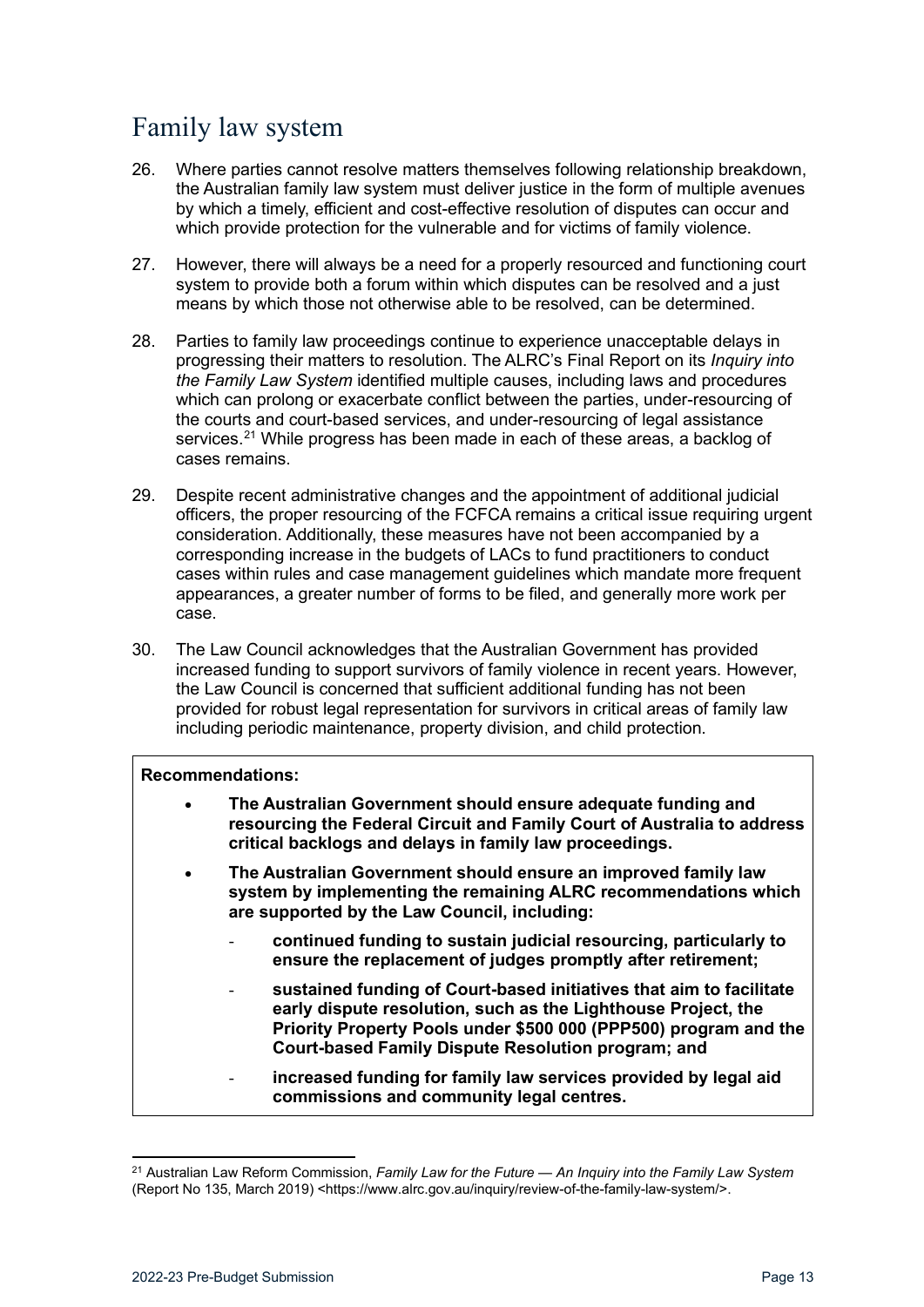## Family law system

26. Where parties cannot resolve matters themselves following relationship breakdown, the Australian family law system must deliver justice in the form of multiple avenues by which a timely, efficient and cost-effective resolution of disputes can occur and which provide protection for the vulnerable and for victims of family violence.

27. However, there will always be a need for a properly resourced and functioning court system to provide both a forum within which disputes can be resolved and a just means by which those not otherwise able to be resolved, can be determined.

28. Parties to family law proceedings continue to experience unacceptable delays in progressing their matters to resolution. The ALRC's Final Report on its *Inquiry into the Family Law System* identified multiple causes, including laws and procedures which can prolong or exacerbate conflict between the parties, under-resourcing of the courts and court-based services, and under-resourcing of legal assistance services.[21] While progress has been made in each of these areas, a backlog of cases remains.

29. Despite recent administrative changes and the appointment of additional judicial officers, the proper resourcing of the FCFCA remains a critical issue requiring urgent consideration. Additionally, these measures have not been accompanied by a corresponding increase in the budgets of LACs to fund practitioners to conduct cases within rules and case management guidelines which mandate more frequent appearances, a greater number of forms to be filed, and generally more work per case.

30. The Law Council acknowledges that the Australian Government has provided increased funding to support survivors of family violence in recent years. However, the Law Council is concerned that sufficient additional funding has not been provided for robust legal representation for survivors in critical areas of family law including periodic maintenance, property division, and child protection.

**Recommendations:**

- **The Australian Government should ensure adequate funding and resourcing the Federal Circuit and Family Court of Australia to address critical backlogs and delays in family law proceedings.**
- **The Australian Government should ensure an improved family law system by implementing the remaining ALRC recommendations which are supported by the Law Council, including:**
  - **continued funding to sustain judicial resourcing, particularly to ensure the replacement of judges promptly after retirement;**
  - **sustained funding of Court-based initiatives that aim to facilitate early dispute resolution, such as the Lighthouse Project, the Priority Property Pools under $500 000 (PPP500) program and the Court-based Family Dispute Resolution program; and**
  - **increased funding for family law services provided by legal aid commissions and community legal centres.**

---

[21] Australian Law Reform Commission, *Family Law for the Future — An Inquiry into the Family Law System* (Report No 135, March 2019) <https://www.alrc.gov.au/inquiry/review-of-the-family-law-system/>.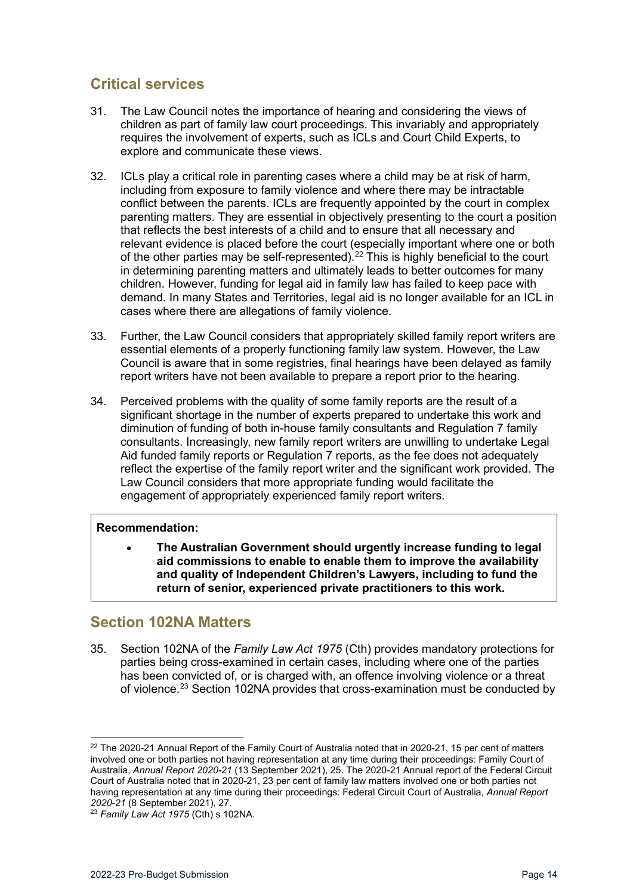## Critical services

31. The Law Council notes the importance of hearing and considering the views of children as part of family law court proceedings. This invariably and appropriately requires the involvement of experts, such as ICLs and Court Child Experts, to explore and communicate these views.

32. ICLs play a critical role in parenting cases where a child may be at risk of harm, including from exposure to family violence and where there may be intractable conflict between the parents. ICLs are frequently appointed by the court in complex parenting matters. They are essential in objectively presenting to the court a position that reflects the best interests of a child and to ensure that all necessary and relevant evidence is placed before the court (especially important where one or both of the other parties may be self-represented).[22] This is highly beneficial to the court in determining parenting matters and ultimately leads to better outcomes for many children. However, funding for legal aid in family law has failed to keep pace with demand. In many States and Territories, legal aid is no longer available for an ICL in cases where there are allegations of family violence.

33. Further, the Law Council considers that appropriately skilled family report writers are essential elements of a properly functioning family law system. However, the Law Council is aware that in some registries, final hearings have been delayed as family report writers have not been available to prepare a report prior to the hearing.

34. Perceived problems with the quality of some family reports are the result of a significant shortage in the number of experts prepared to undertake this work and diminution of funding of both in-house family consultants and Regulation 7 family consultants. Increasingly, new family report writers are unwilling to undertake Legal Aid funded family reports or Regulation 7 reports, as the fee does not adequately reflect the expertise of the family report writer and the significant work provided. The Law Council considers that more appropriate funding would facilitate the engagement of appropriately experienced family report writers.

**Recommendation:**

- **The Australian Government should urgently increase funding to legal aid commissions to enable to enable them to improve the availability and quality of Independent Children's Lawyers, including to fund the return of senior, experienced private practitioners to this work.**

## Section 102NA Matters

35. Section 102NA of the *Family Law Act 1975* (Cth) provides mandatory protections for parties being cross-examined in certain cases, including where one of the parties has been convicted of, or is charged with, an offence involving violence or a threat of violence.[23] Section 102NA provides that cross-examination must be conducted by

---

[22] The 2020-21 Annual Report of the Family Court of Australia noted that in 2020-21, 15 per cent of matters involved one or both parties not having representation at any time during their proceedings: Family Court of Australia, *Annual Report 2020-21* (13 September 2021), 25. The 2020-21 Annual report of the Federal Circuit Court of Australia noted that in 2020-21, 23 per cent of family law matters involved one or both parties not having representation at any time during their proceedings: Federal Circuit Court of Australia, *Annual Report 2020-21* (8 September 2021), 27.

[23] *Family Law Act 1975* (Cth) s 102NA.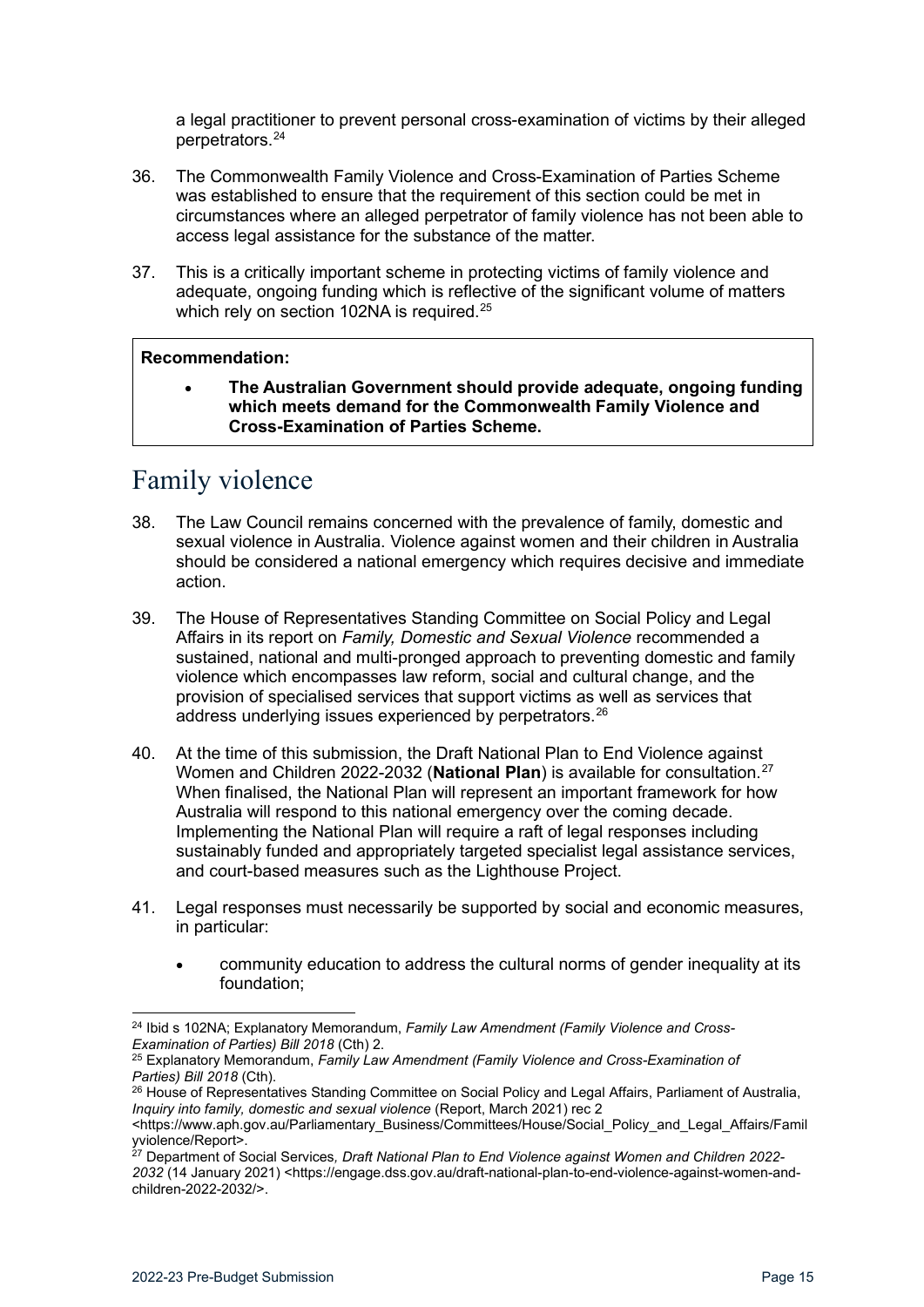a legal practitioner to prevent personal cross-examination of victims by their alleged perpetrators.[24]

36. The Commonwealth Family Violence and Cross-Examination of Parties Scheme was established to ensure that the requirement of this section could be met in circumstances where an alleged perpetrator of family violence has not been able to access legal assistance for the substance of the matter.

37. This is a critically important scheme in protecting victims of family violence and adequate, ongoing funding which is reflective of the significant volume of matters which rely on section 102NA is required.[25]

> **Recommendation:**
>
> - **The Australian Government should provide adequate, ongoing funding which meets demand for the Commonwealth Family Violence and Cross-Examination of Parties Scheme.**

## Family violence

38. The Law Council remains concerned with the prevalence of family, domestic and sexual violence in Australia. Violence against women and their children in Australia should be considered a national emergency which requires decisive and immediate action.

39. The House of Representatives Standing Committee on Social Policy and Legal Affairs in its report on *Family, Domestic and Sexual Violence* recommended a sustained, national and multi-pronged approach to preventing domestic and family violence which encompasses law reform, social and cultural change, and the provision of specialised services that support victims as well as services that address underlying issues experienced by perpetrators.[26]

40. At the time of this submission, the Draft National Plan to End Violence against Women and Children 2022-2032 (**National Plan**) is available for consultation.[27] When finalised, the National Plan will represent an important framework for how Australia will respond to this national emergency over the coming decade. Implementing the National Plan will require a raft of legal responses including sustainably funded and appropriately targeted specialist legal assistance services, and court-based measures such as the Lighthouse Project.

41. Legal responses must necessarily be supported by social and economic measures, in particular:

    - community education to address the cultural norms of gender inequality at its foundation;

---

[24] Ibid s 102NA; Explanatory Memorandum, *Family Law Amendment (Family Violence and Cross-Examination of Parties) Bill 2018* (Cth) 2.

[25] Explanatory Memorandum, *Family Law Amendment (Family Violence and Cross-Examination of Parties) Bill 2018* (Cth).

[26] House of Representatives Standing Committee on Social Policy and Legal Affairs, Parliament of Australia, *Inquiry into family, domestic and sexual violence* (Report, March 2021) rec 2 <https://www.aph.gov.au/Parliamentary_Business/Committees/House/Social_Policy_and_Legal_Affairs/Familyviolence/Report>.

[27] Department of Social Services*, Draft National Plan to End Violence against Women and Children 2022-2032* (14 January 2021) <https://engage.dss.gov.au/draft-national-plan-to-end-violence-against-women-and-children-2022-2032/>.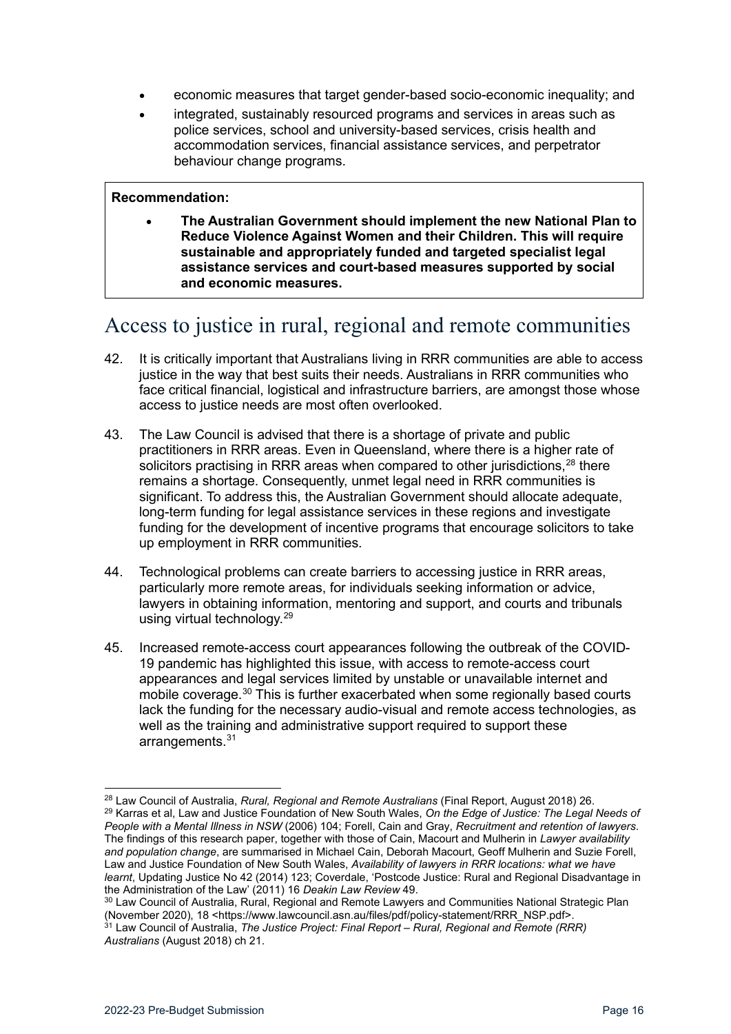- economic measures that target gender-based socio-economic inequality; and
- integrated, sustainably resourced programs and services in areas such as police services, school and university-based services, crisis health and accommodation services, financial assistance services, and perpetrator behaviour change programs.

**Recommendation:**

- **The Australian Government should implement the new National Plan to Reduce Violence Against Women and their Children. This will require sustainable and appropriately funded and targeted specialist legal assistance services and court-based measures supported by social and economic measures.**

## Access to justice in rural, regional and remote communities

42. It is critically important that Australians living in RRR communities are able to access justice in the way that best suits their needs. Australians in RRR communities who face critical financial, logistical and infrastructure barriers, are amongst those whose access to justice needs are most often overlooked.

43. The Law Council is advised that there is a shortage of private and public practitioners in RRR areas. Even in Queensland, where there is a higher rate of solicitors practising in RRR areas when compared to other jurisdictions,[28] there remains a shortage. Consequently, unmet legal need in RRR communities is significant. To address this, the Australian Government should allocate adequate, long-term funding for legal assistance services in these regions and investigate funding for the development of incentive programs that encourage solicitors to take up employment in RRR communities.

44. Technological problems can create barriers to accessing justice in RRR areas, particularly more remote areas, for individuals seeking information or advice, lawyers in obtaining information, mentoring and support, and courts and tribunals using virtual technology.[29]

45. Increased remote-access court appearances following the outbreak of the COVID-19 pandemic has highlighted this issue, with access to remote-access court appearances and legal services limited by unstable or unavailable internet and mobile coverage.[30] This is further exacerbated when some regionally based courts lack the funding for the necessary audio-visual and remote access technologies, as well as the training and administrative support required to support these arrangements.[31]

---

[28] Law Council of Australia, *Rural, Regional and Remote Australians* (Final Report, August 2018) 26.

[29] Karras et al, Law and Justice Foundation of New South Wales, *On the Edge of Justice: The Legal Needs of People with a Mental Illness in NSW* (2006) 104; Forell, Cain and Gray, *Recruitment and retention of lawyers*. The findings of this research paper, together with those of Cain, Macourt and Mulherin in *Lawyer availability and population change*, are summarised in Michael Cain, Deborah Macourt, Geoff Mulherin and Suzie Forell, Law and Justice Foundation of New South Wales, *Availability of lawyers in RRR locations: what we have learnt*, Updating Justice No 42 (2014) 123; Coverdale, 'Postcode Justice: Rural and Regional Disadvantage in the Administration of the Law' (2011) 16 *Deakin Law Review* 49.

[30] Law Council of Australia, Rural, Regional and Remote Lawyers and Communities National Strategic Plan (November 2020), 18 <https://www.lawcouncil.asn.au/files/pdf/policy-statement/RRR_NSP.pdf>.

[31] Law Council of Australia, *The Justice Project: Final Report – Rural, Regional and Remote (RRR) Australians* (August 2018) ch 21.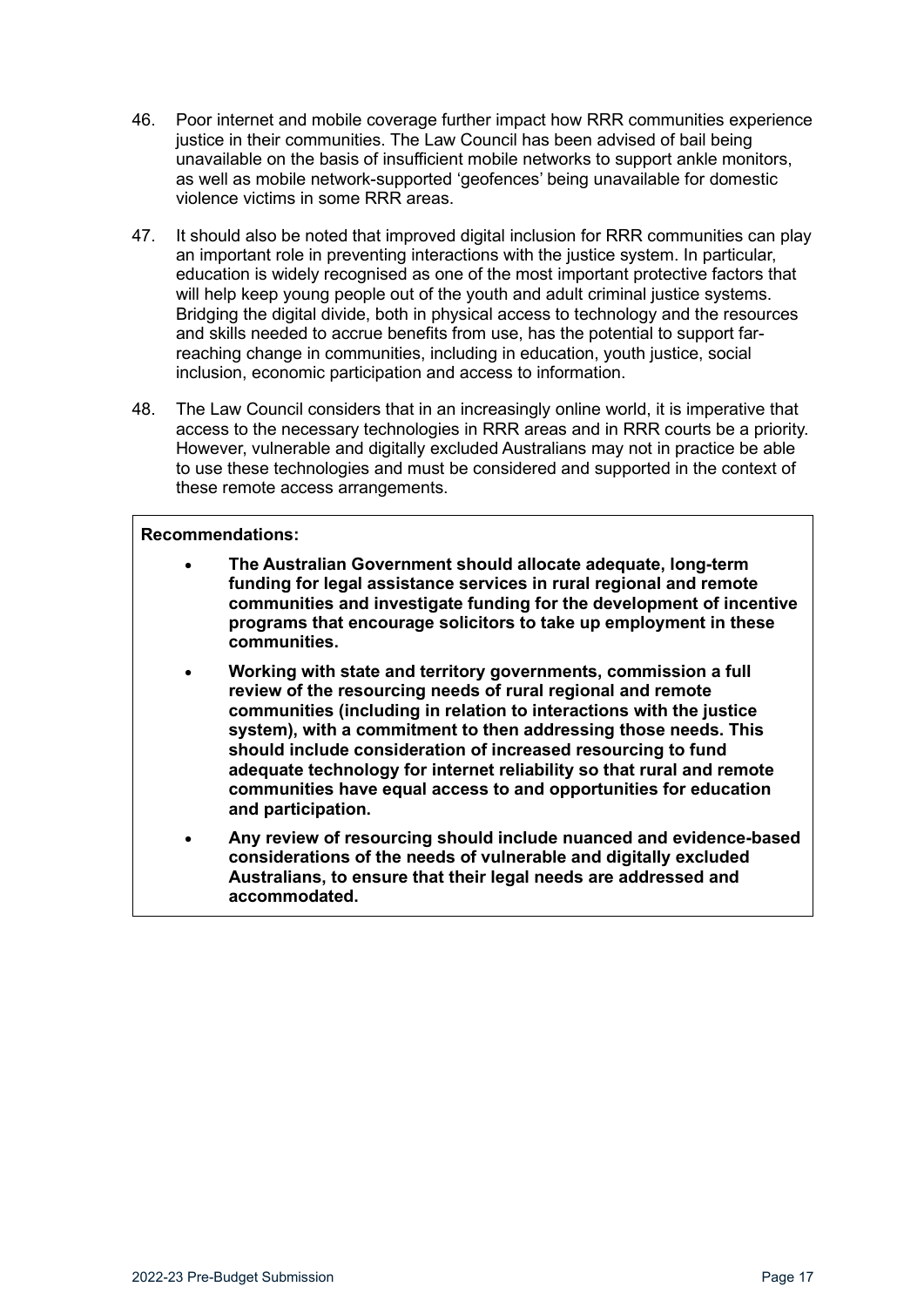46. Poor internet and mobile coverage further impact how RRR communities experience justice in their communities. The Law Council has been advised of bail being unavailable on the basis of insufficient mobile networks to support ankle monitors, as well as mobile network-supported 'geofences' being unavailable for domestic violence victims in some RRR areas.

47. It should also be noted that improved digital inclusion for RRR communities can play an important role in preventing interactions with the justice system. In particular, education is widely recognised as one of the most important protective factors that will help keep young people out of the youth and adult criminal justice systems. Bridging the digital divide, both in physical access to technology and the resources and skills needed to accrue benefits from use, has the potential to support far-reaching change in communities, including in education, youth justice, social inclusion, economic participation and access to information.

48. The Law Council considers that in an increasingly online world, it is imperative that access to the necessary technologies in RRR areas and in RRR courts be a priority. However, vulnerable and digitally excluded Australians may not in practice be able to use these technologies and must be considered and supported in the context of these remote access arrangements.

**Recommendations:**

- **The Australian Government should allocate adequate, long-term funding for legal assistance services in rural regional and remote communities and investigate funding for the development of incentive programs that encourage solicitors to take up employment in these communities.**
- **Working with state and territory governments, commission a full review of the resourcing needs of rural regional and remote communities (including in relation to interactions with the justice system), with a commitment to then addressing those needs. This should include consideration of increased resourcing to fund adequate technology for internet reliability so that rural and remote communities have equal access to and opportunities for education and participation.**
- **Any review of resourcing should include nuanced and evidence-based considerations of the needs of vulnerable and digitally excluded Australians, to ensure that their legal needs are addressed and accommodated.**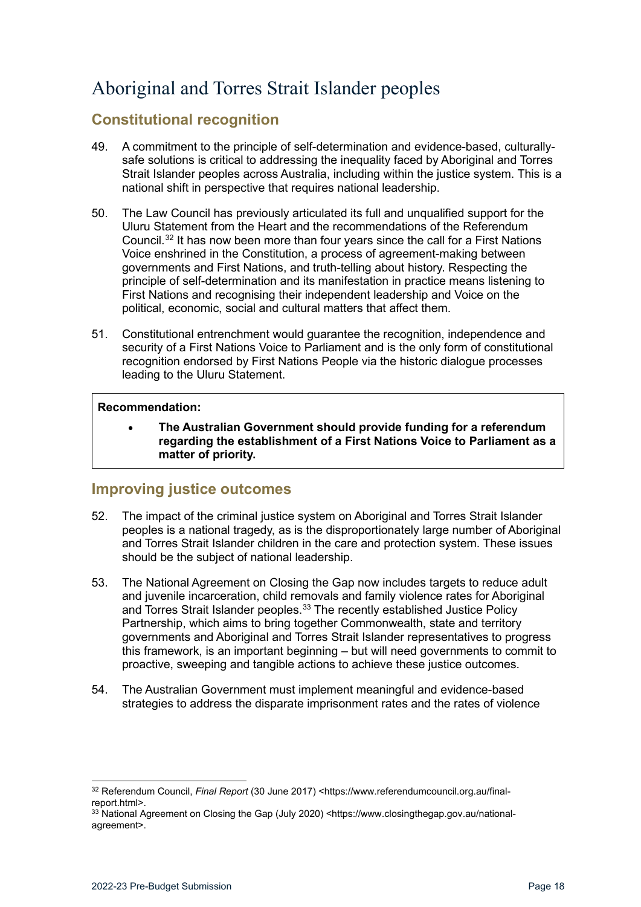# Aboriginal and Torres Strait Islander peoples

## Constitutional recognition

49. A commitment to the principle of self-determination and evidence-based, culturally-safe solutions is critical to addressing the inequality faced by Aboriginal and Torres Strait Islander peoples across Australia, including within the justice system. This is a national shift in perspective that requires national leadership.

50. The Law Council has previously articulated its full and unqualified support for the Uluru Statement from the Heart and the recommendations of the Referendum Council.[32] It has now been more than four years since the call for a First Nations Voice enshrined in the Constitution, a process of agreement-making between governments and First Nations, and truth-telling about history. Respecting the principle of self-determination and its manifestation in practice means listening to First Nations and recognising their independent leadership and Voice on the political, economic, social and cultural matters that affect them.

51. Constitutional entrenchment would guarantee the recognition, independence and security of a First Nations Voice to Parliament and is the only form of constitutional recognition endorsed by First Nations People via the historic dialogue processes leading to the Uluru Statement.

> **Recommendation:**
>
> - **The Australian Government should provide funding for a referendum regarding the establishment of a First Nations Voice to Parliament as a matter of priority.**

## Improving justice outcomes

52. The impact of the criminal justice system on Aboriginal and Torres Strait Islander peoples is a national tragedy, as is the disproportionately large number of Aboriginal and Torres Strait Islander children in the care and protection system. These issues should be the subject of national leadership.

53. The National Agreement on Closing the Gap now includes targets to reduce adult and juvenile incarceration, child removals and family violence rates for Aboriginal and Torres Strait Islander peoples.[33] The recently established Justice Policy Partnership, which aims to bring together Commonwealth, state and territory governments and Aboriginal and Torres Strait Islander representatives to progress this framework, is an important beginning – but will need governments to commit to proactive, sweeping and tangible actions to achieve these justice outcomes.

54. The Australian Government must implement meaningful and evidence-based strategies to address the disparate imprisonment rates and the rates of violence

---

[32] Referendum Council, *Final Report* (30 June 2017) <https://www.referendumcouncil.org.au/final-report.html>.

[33] National Agreement on Closing the Gap (July 2020) <https://www.closingthegap.gov.au/national-agreement>.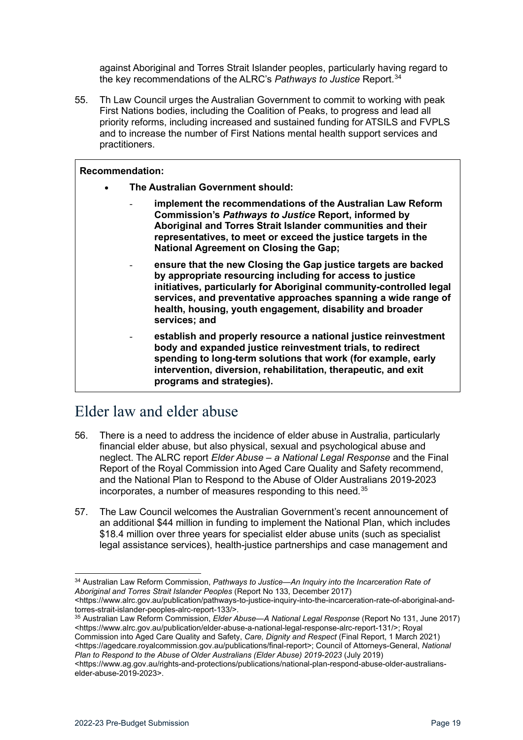against Aboriginal and Torres Strait Islander peoples, particularly having regard to the key recommendations of the ALRC's *Pathways to Justice* Report.[34]

55. Th Law Council urges the Australian Government to commit to working with peak First Nations bodies, including the Coalition of Peaks, to progress and lead all priority reforms, including increased and sustained funding for ATSILS and FVPLS and to increase the number of First Nations mental health support services and practitioners.

> **Recommendation:**
>
> - **The Australian Government should:**
>   - **implement the recommendations of the Australian Law Reform Commission's *Pathways to Justice* Report, informed by Aboriginal and Torres Strait Islander communities and their representatives, to meet or exceed the justice targets in the National Agreement on Closing the Gap;**
>   - **ensure that the new Closing the Gap justice targets are backed by appropriate resourcing including for access to justice initiatives, particularly for Aboriginal community-controlled legal services, and preventative approaches spanning a wide range of health, housing, youth engagement, disability and broader services; and**
>   - **establish and properly resource a national justice reinvestment body and expanded justice reinvestment trials, to redirect spending to long-term solutions that work (for example, early intervention, diversion, rehabilitation, therapeutic, and exit programs and strategies).**

# Elder law and elder abuse

56. There is a need to address the incidence of elder abuse in Australia, particularly financial elder abuse, but also physical, sexual and psychological abuse and neglect. The ALRC report *Elder Abuse – a National Legal Response* and the Final Report of the Royal Commission into Aged Care Quality and Safety recommend, and the National Plan to Respond to the Abuse of Older Australians 2019-2023 incorporates, a number of measures responding to this need.[35]

57. The Law Council welcomes the Australian Government's recent announcement of an additional $44 million in funding to implement the National Plan, which includes $18.4 million over three years for specialist elder abuse units (such as specialist legal assistance services), health-justice partnerships and case management and

---

[34] Australian Law Reform Commission, *Pathways to Justice—An Inquiry into the Incarceration Rate of Aboriginal and Torres Strait Islander Peoples* (Report No 133, December 2017) <https://www.alrc.gov.au/publication/pathways-to-justice-inquiry-into-the-incarceration-rate-of-aboriginal-and-torres-strait-islander-peoples-alrc-report-133/>.

[35] Australian Law Reform Commission, *Elder Abuse—A National Legal Response* (Report No 131, June 2017) <https://www.alrc.gov.au/publication/elder-abuse-a-national-legal-response-alrc-report-131/>; Royal Commission into Aged Care Quality and Safety, *Care, Dignity and Respect* (Final Report, 1 March 2021) <https://agedcare.royalcommission.gov.au/publications/final-report>; Council of Attorneys-General, *National Plan to Respond to the Abuse of Older Australians (Elder Abuse) 2019-2023* (July 2019) <https://www.ag.gov.au/rights-and-protections/publications/national-plan-respond-abuse-older-australians-elder-abuse-2019-2023>.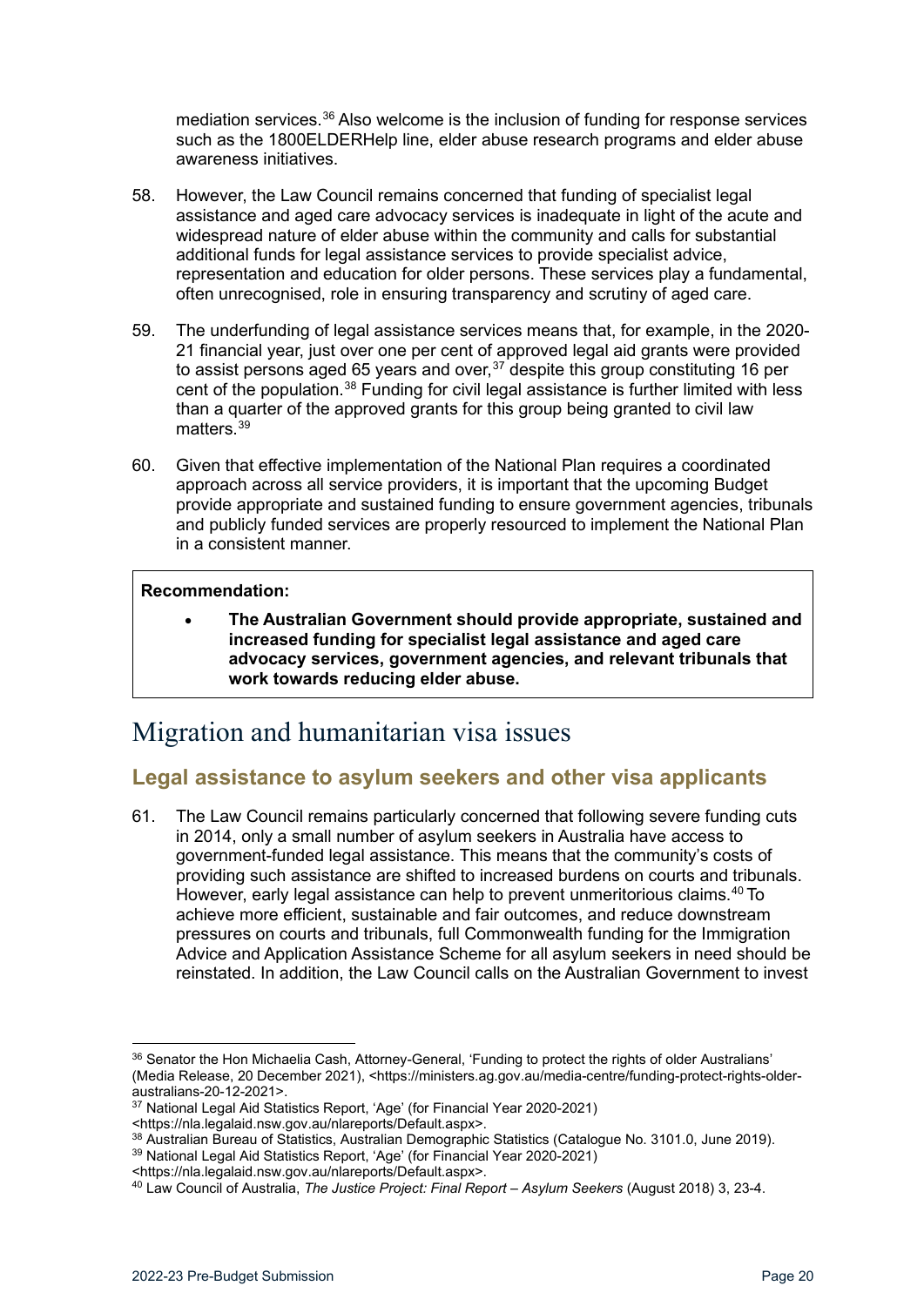mediation services.[36] Also welcome is the inclusion of funding for response services such as the 1800ELDERHelp line, elder abuse research programs and elder abuse awareness initiatives.

58. However, the Law Council remains concerned that funding of specialist legal assistance and aged care advocacy services is inadequate in light of the acute and widespread nature of elder abuse within the community and calls for substantial additional funds for legal assistance services to provide specialist advice, representation and education for older persons. These services play a fundamental, often unrecognised, role in ensuring transparency and scrutiny of aged care.

59. The underfunding of legal assistance services means that, for example, in the 2020-21 financial year, just over one per cent of approved legal aid grants were provided to assist persons aged 65 years and over,[37] despite this group constituting 16 per cent of the population.[38] Funding for civil legal assistance is further limited with less than a quarter of the approved grants for this group being granted to civil law matters.[39]

60. Given that effective implementation of the National Plan requires a coordinated approach across all service providers, it is important that the upcoming Budget provide appropriate and sustained funding to ensure government agencies, tribunals and publicly funded services are properly resourced to implement the National Plan in a consistent manner.

> **Recommendation:**
>
> - **The Australian Government should provide appropriate, sustained and increased funding for specialist legal assistance and aged care advocacy services, government agencies, and relevant tribunals that work towards reducing elder abuse.**

# Migration and humanitarian visa issues

## Legal assistance to asylum seekers and other visa applicants

61. The Law Council remains particularly concerned that following severe funding cuts in 2014, only a small number of asylum seekers in Australia have access to government-funded legal assistance. This means that the community's costs of providing such assistance are shifted to increased burdens on courts and tribunals. However, early legal assistance can help to prevent unmeritorious claims.[40] To achieve more efficient, sustainable and fair outcomes, and reduce downstream pressures on courts and tribunals, full Commonwealth funding for the Immigration Advice and Application Assistance Scheme for all asylum seekers in need should be reinstated. In addition, the Law Council calls on the Australian Government to invest

---

[36] Senator the Hon Michaelia Cash, Attorney-General, 'Funding to protect the rights of older Australians' (Media Release, 20 December 2021), <https://ministers.ag.gov.au/media-centre/funding-protect-rights-older-australians-20-12-2021>.

[37] National Legal Aid Statistics Report, 'Age' (for Financial Year 2020-2021) <https://nla.legalaid.nsw.gov.au/nlareports/Default.aspx>.

[38] Australian Bureau of Statistics, Australian Demographic Statistics (Catalogue No. 3101.0, June 2019).

[39] National Legal Aid Statistics Report, 'Age' (for Financial Year 2020-2021) <https://nla.legalaid.nsw.gov.au/nlareports/Default.aspx>.

[40] Law Council of Australia, *The Justice Project: Final Report – Asylum Seekers* (August 2018) 3, 23-4.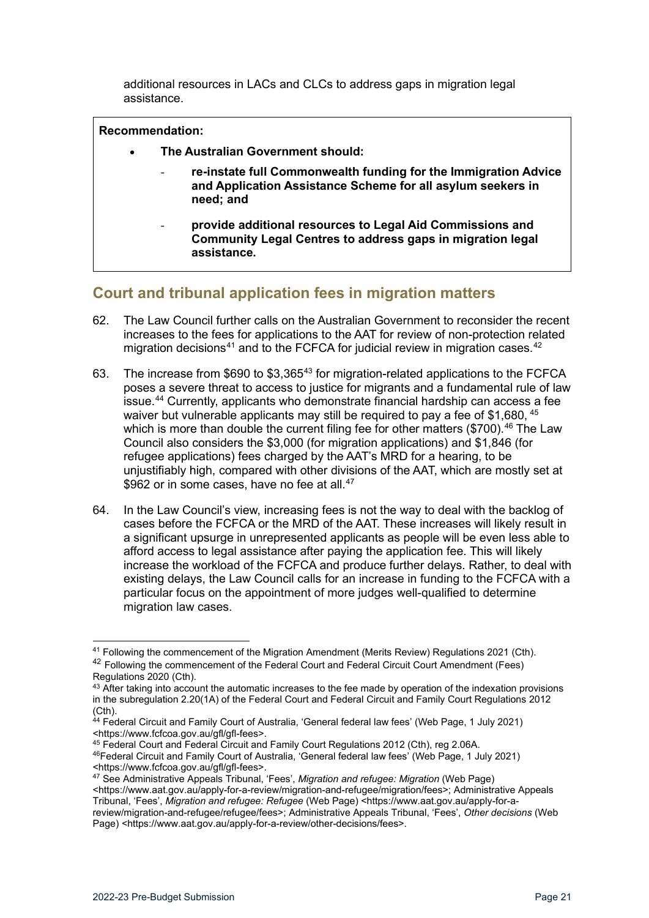additional resources in LACs and CLCs to address gaps in migration legal assistance.

> **Recommendation:**
>
> - **The Australian Government should:**
>     - **re-instate full Commonwealth funding for the Immigration Advice and Application Assistance Scheme for all asylum seekers in need; and**
>     - **provide additional resources to Legal Aid Commissions and Community Legal Centres to address gaps in migration legal assistance.**

## Court and tribunal application fees in migration matters

62. The Law Council further calls on the Australian Government to reconsider the recent increases to the fees for applications to the AAT for review of non-protection related migration decisions[41] and to the FCFCA for judicial review in migration cases.[42]

63. The increase from $690 to $3,365[43] for migration-related applications to the FCFCA poses a severe threat to access to justice for migrants and a fundamental rule of law issue.[44] Currently, applicants who demonstrate financial hardship can access a fee waiver but vulnerable applicants may still be required to pay a fee of $1,680, [45] which is more than double the current filing fee for other matters ($700).[46] The Law Council also considers the $3,000 (for migration applications) and $1,846 (for refugee applications) fees charged by the AAT's MRD for a hearing, to be unjustifiably high, compared with other divisions of the AAT, which are mostly set at $962 or in some cases, have no fee at all.[47]

64. In the Law Council's view, increasing fees is not the way to deal with the backlog of cases before the FCFCA or the MRD of the AAT. These increases will likely result in a significant upsurge in unrepresented applicants as people will be even less able to afford access to legal assistance after paying the application fee. This will likely increase the workload of the FCFCA and produce further delays. Rather, to deal with existing delays, the Law Council calls for an increase in funding to the FCFCA with a particular focus on the appointment of more judges well-qualified to determine migration law cases.

---

[41] Following the commencement of the Migration Amendment (Merits Review) Regulations 2021 (Cth).

[42] Following the commencement of the Federal Court and Federal Circuit Court Amendment (Fees) Regulations 2020 (Cth).

[43] After taking into account the automatic increases to the fee made by operation of the indexation provisions in the subregulation 2.20(1A) of the Federal Court and Federal Circuit and Family Court Regulations 2012 (Cth).

[44] Federal Circuit and Family Court of Australia, 'General federal law fees' (Web Page, 1 July 2021) <https://www.fcfcoa.gov.au/gfl/gfl-fees>.

[45] Federal Court and Federal Circuit and Family Court Regulations 2012 (Cth), reg 2.06A.

[46] Federal Circuit and Family Court of Australia, 'General federal law fees' (Web Page, 1 July 2021) <https://www.fcfcoa.gov.au/gfl/gfl-fees>.

[47] See Administrative Appeals Tribunal, 'Fees', *Migration and refugee: Migration* (Web Page) <https://www.aat.gov.au/apply-for-a-review/migration-and-refugee/migration/fees>; Administrative Appeals Tribunal, 'Fees', *Migration and refugee: Refugee* (Web Page) <https://www.aat.gov.au/apply-for-a-review/migration-and-refugee/refugee/fees>; Administrative Appeals Tribunal, 'Fees', *Other decisions* (Web Page) <https://www.aat.gov.au/apply-for-a-review/other-decisions/fees>.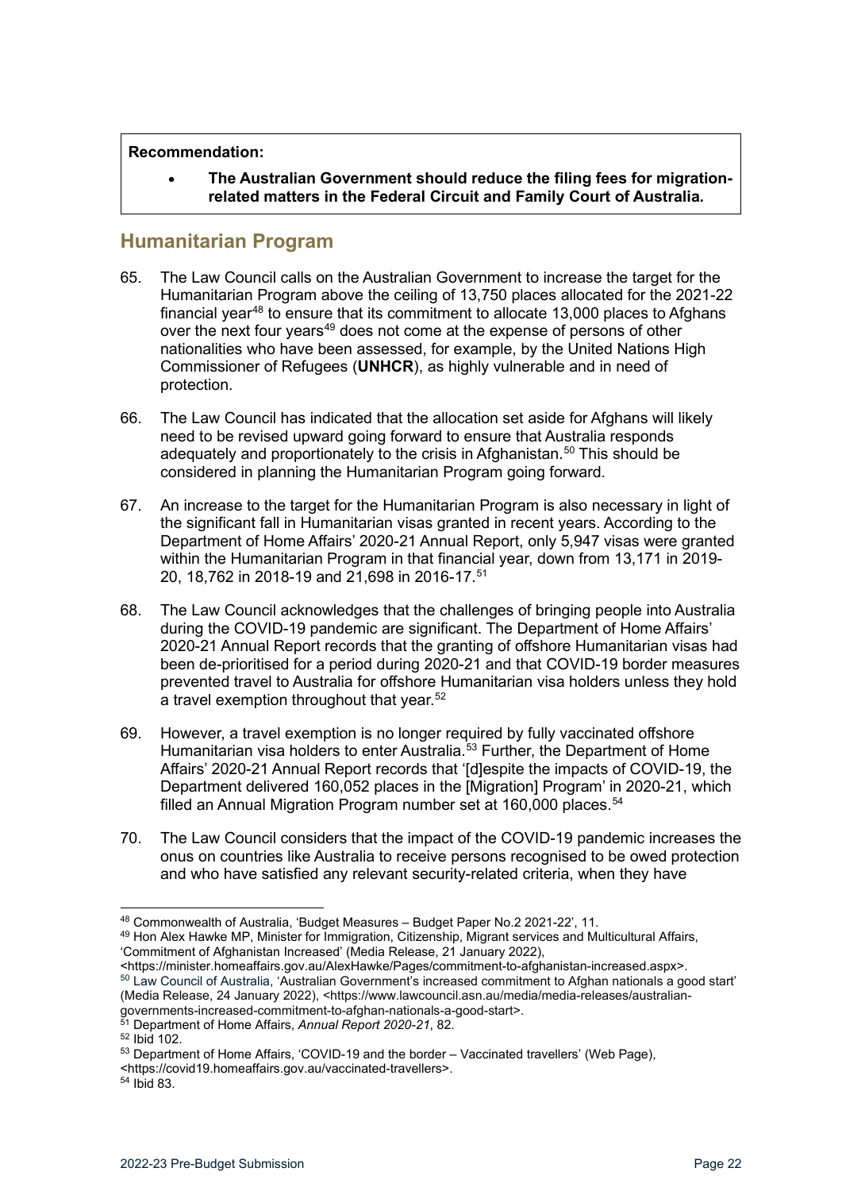**Recommendation:**

- **The Australian Government should reduce the filing fees for migration-related matters in the Federal Circuit and Family Court of Australia.**

## Humanitarian Program

65. The Law Council calls on the Australian Government to increase the target for the Humanitarian Program above the ceiling of 13,750 places allocated for the 2021-22 financial year[48] to ensure that its commitment to allocate 13,000 places to Afghans over the next four years[49] does not come at the expense of persons of other nationalities who have been assessed, for example, by the United Nations High Commissioner of Refugees (**UNHCR**), as highly vulnerable and in need of protection.

66. The Law Council has indicated that the allocation set aside for Afghans will likely need to be revised upward going forward to ensure that Australia responds adequately and proportionately to the crisis in Afghanistan.[50] This should be considered in planning the Humanitarian Program going forward.

67. An increase to the target for the Humanitarian Program is also necessary in light of the significant fall in Humanitarian visas granted in recent years. According to the Department of Home Affairs' 2020-21 Annual Report, only 5,947 visas were granted within the Humanitarian Program in that financial year, down from 13,171 in 2019-20, 18,762 in 2018-19 and 21,698 in 2016-17.[51]

68. The Law Council acknowledges that the challenges of bringing people into Australia during the COVID-19 pandemic are significant. The Department of Home Affairs' 2020-21 Annual Report records that the granting of offshore Humanitarian visas had been de-prioritised for a period during 2020-21 and that COVID-19 border measures prevented travel to Australia for offshore Humanitarian visa holders unless they hold a travel exemption throughout that year.[52]

69. However, a travel exemption is no longer required by fully vaccinated offshore Humanitarian visa holders to enter Australia.[53] Further, the Department of Home Affairs' 2020-21 Annual Report records that '[d]espite the impacts of COVID-19, the Department delivered 160,052 places in the [Migration] Program' in 2020-21, which filled an Annual Migration Program number set at 160,000 places.[54]

70. The Law Council considers that the impact of the COVID-19 pandemic increases the onus on countries like Australia to receive persons recognised to be owed protection and who have satisfied any relevant security-related criteria, when they have

---

[48] Commonwealth of Australia, 'Budget Measures – Budget Paper No.2 2021-22', 11.

[49] Hon Alex Hawke MP, Minister for Immigration, Citizenship, Migrant services and Multicultural Affairs, 'Commitment of Afghanistan Increased' (Media Release, 21 January 2022), <https://minister.homeaffairs.gov.au/AlexHawke/Pages/commitment-to-afghanistan-increased.aspx>.

[50] Law Council of Australia, 'Australian Government's increased commitment to Afghan nationals a good start' (Media Release, 24 January 2022), <https://www.lawcouncil.asn.au/media/media-releases/australian-governments-increased-commitment-to-afghan-nationals-a-good-start>.

[51] Department of Home Affairs, *Annual Report 2020-21*, 82.

[52] Ibid 102.

[53] Department of Home Affairs, 'COVID-19 and the border – Vaccinated travellers' (Web Page), <https://covid19.homeaffairs.gov.au/vaccinated-travellers>.

[54] Ibid 83.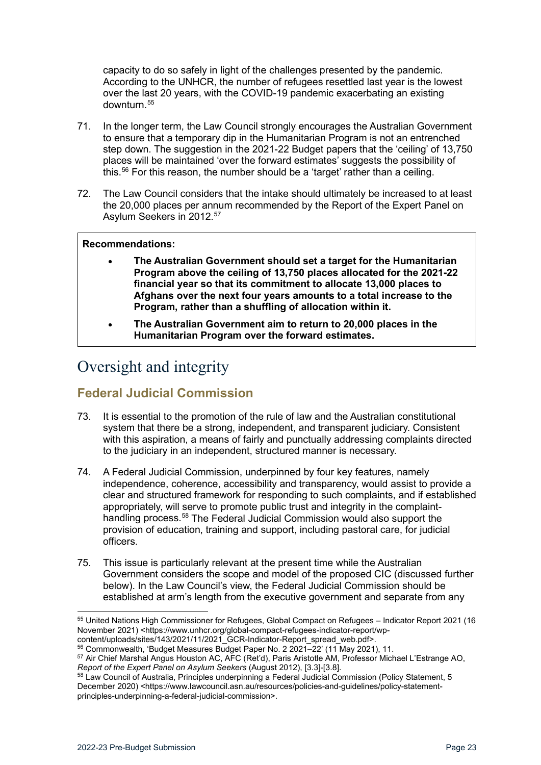capacity to do so safely in light of the challenges presented by the pandemic. According to the UNHCR, the number of refugees resettled last year is the lowest over the last 20 years, with the COVID-19 pandemic exacerbating an existing downturn.[55]

71. In the longer term, the Law Council strongly encourages the Australian Government to ensure that a temporary dip in the Humanitarian Program is not an entrenched step down. The suggestion in the 2021-22 Budget papers that the 'ceiling' of 13,750 places will be maintained 'over the forward estimates' suggests the possibility of this.[56] For this reason, the number should be a 'target' rather than a ceiling.

72. The Law Council considers that the intake should ultimately be increased to at least the 20,000 places per annum recommended by the Report of the Expert Panel on Asylum Seekers in 2012.[57]

> **Recommendations:**
>
> - **The Australian Government should set a target for the Humanitarian Program above the ceiling of 13,750 places allocated for the 2021-22 financial year so that its commitment to allocate 13,000 places to Afghans over the next four years amounts to a total increase to the Program, rather than a shuffling of allocation within it.**
> - **The Australian Government aim to return to 20,000 places in the Humanitarian Program over the forward estimates.**

# Oversight and integrity

## Federal Judicial Commission

73. It is essential to the promotion of the rule of law and the Australian constitutional system that there be a strong, independent, and transparent judiciary. Consistent with this aspiration, a means of fairly and punctually addressing complaints directed to the judiciary in an independent, structured manner is necessary.

74. A Federal Judicial Commission, underpinned by four key features, namely independence, coherence, accessibility and transparency, would assist to provide a clear and structured framework for responding to such complaints, and if established appropriately, will serve to promote public trust and integrity in the complaint-handling process.[58] The Federal Judicial Commission would also support the provision of education, training and support, including pastoral care, for judicial officers.

75. This issue is particularly relevant at the present time while the Australian Government considers the scope and model of the proposed CIC (discussed further below). In the Law Council's view, the Federal Judicial Commission should be established at arm's length from the executive government and separate from any

---

[55] United Nations High Commissioner for Refugees, Global Compact on Refugees – Indicator Report 2021 (16 November 2021) <https://www.unhcr.org/global-compact-refugees-indicator-report/wp-content/uploads/sites/143/2021/11/2021_GCR-Indicator-Report_spread_web.pdf>.

[56] Commonwealth, 'Budget Measures Budget Paper No. 2 2021–22' (11 May 2021), 11.

[57] Air Chief Marshal Angus Houston AC, AFC (Ret'd), Paris Aristotle AM, Professor Michael L'Estrange AO, *Report of the Expert Panel on Asylum Seekers* (August 2012), [3.3]-[3.8].

[58] Law Council of Australia, Principles underpinning a Federal Judicial Commission (Policy Statement, 5 December 2020) <https://www.lawcouncil.asn.au/resources/policies-and-guidelines/policy-statement-principles-underpinning-a-federal-judicial-commission>.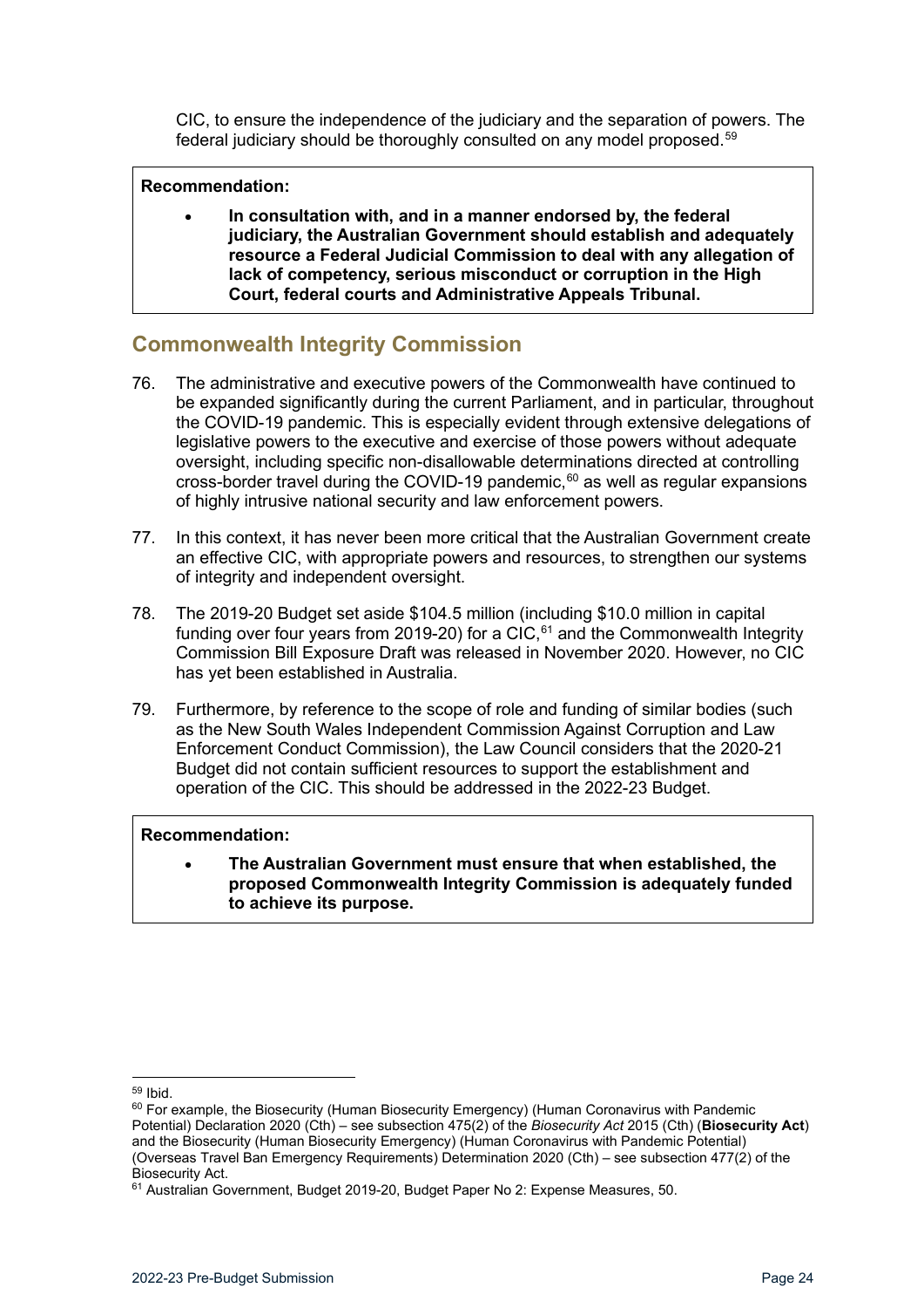CIC, to ensure the independence of the judiciary and the separation of powers. The federal judiciary should be thoroughly consulted on any model proposed.[59]

> **Recommendation:**
>
> - **In consultation with, and in a manner endorsed by, the federal judiciary, the Australian Government should establish and adequately resource a Federal Judicial Commission to deal with any allegation of lack of competency, serious misconduct or corruption in the High Court, federal courts and Administrative Appeals Tribunal.**

## Commonwealth Integrity Commission

76. The administrative and executive powers of the Commonwealth have continued to be expanded significantly during the current Parliament, and in particular, throughout the COVID-19 pandemic. This is especially evident through extensive delegations of legislative powers to the executive and exercise of those powers without adequate oversight, including specific non-disallowable determinations directed at controlling cross-border travel during the COVID-19 pandemic,[60] as well as regular expansions of highly intrusive national security and law enforcement powers.

77. In this context, it has never been more critical that the Australian Government create an effective CIC, with appropriate powers and resources, to strengthen our systems of integrity and independent oversight.

78. The 2019-20 Budget set aside $104.5 million (including $10.0 million in capital funding over four years from 2019-20) for a CIC,[61] and the Commonwealth Integrity Commission Bill Exposure Draft was released in November 2020. However, no CIC has yet been established in Australia.

79. Furthermore, by reference to the scope of role and funding of similar bodies (such as the New South Wales Independent Commission Against Corruption and Law Enforcement Conduct Commission), the Law Council considers that the 2020-21 Budget did not contain sufficient resources to support the establishment and operation of the CIC. This should be addressed in the 2022-23 Budget.

> **Recommendation:**
>
> - **The Australian Government must ensure that when established, the proposed Commonwealth Integrity Commission is adequately funded to achieve its purpose.**

---

[59] Ibid.

[60] For example, the Biosecurity (Human Biosecurity Emergency) (Human Coronavirus with Pandemic Potential) Declaration 2020 (Cth) – see subsection 475(2) of the *Biosecurity Act* 2015 (Cth) (**Biosecurity Act**) and the Biosecurity (Human Biosecurity Emergency) (Human Coronavirus with Pandemic Potential) (Overseas Travel Ban Emergency Requirements) Determination 2020 (Cth) – see subsection 477(2) of the Biosecurity Act.

[61] Australian Government, Budget 2019-20, Budget Paper No 2: Expense Measures, 50.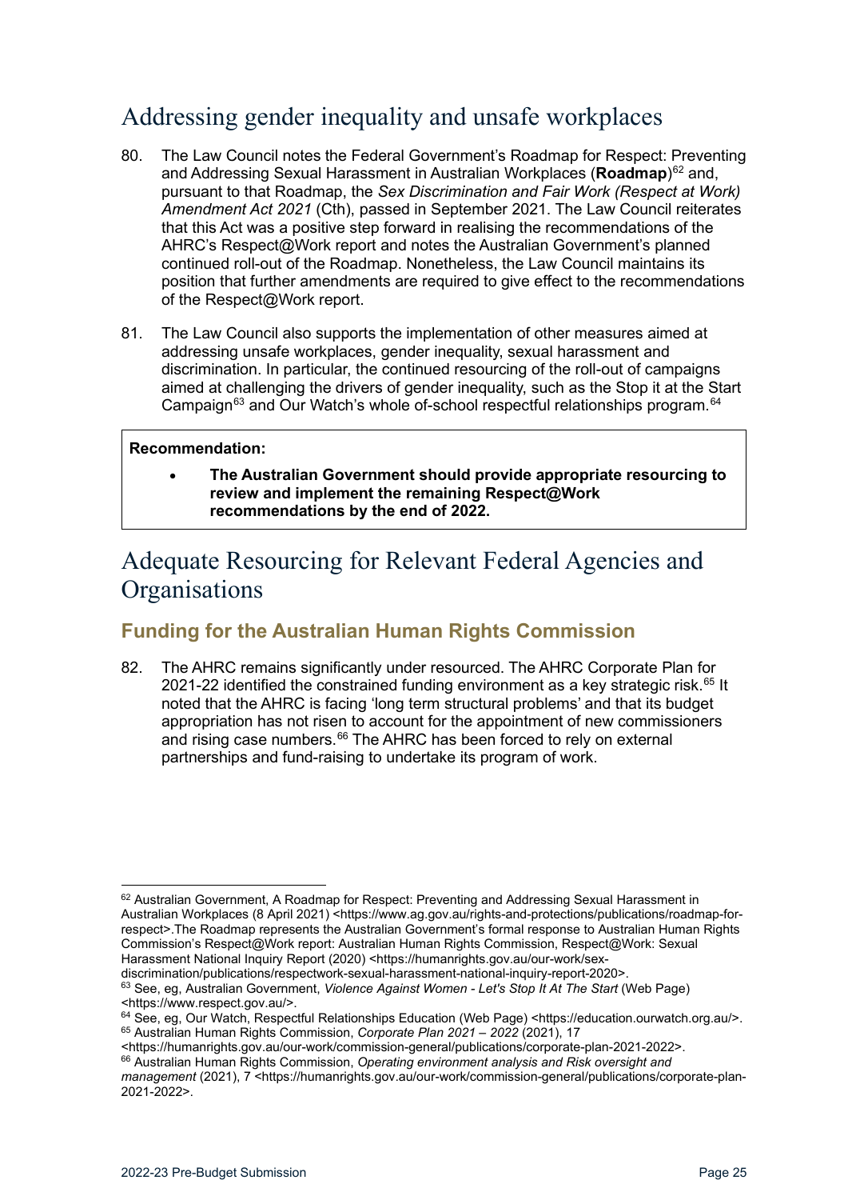## Addressing gender inequality and unsafe workplaces

80. The Law Council notes the Federal Government's Roadmap for Respect: Preventing and Addressing Sexual Harassment in Australian Workplaces (**Roadmap**)[62] and, pursuant to that Roadmap, the *Sex Discrimination and Fair Work (Respect at Work) Amendment Act 2021* (Cth), passed in September 2021. The Law Council reiterates that this Act was a positive step forward in realising the recommendations of the AHRC's Respect@Work report and notes the Australian Government's planned continued roll-out of the Roadmap. Nonetheless, the Law Council maintains its position that further amendments are required to give effect to the recommendations of the Respect@Work report.

81. The Law Council also supports the implementation of other measures aimed at addressing unsafe workplaces, gender inequality, sexual harassment and discrimination. In particular, the continued resourcing of the roll-out of campaigns aimed at challenging the drivers of gender inequality, such as the Stop it at the Start Campaign[63] and Our Watch's whole of-school respectful relationships program.[64]

> **Recommendation:**
>
> - **The Australian Government should provide appropriate resourcing to review and implement the remaining Respect@Work recommendations by the end of 2022.**

## Adequate Resourcing for Relevant Federal Agencies and Organisations

### Funding for the Australian Human Rights Commission

82. The AHRC remains significantly under resourced. The AHRC Corporate Plan for 2021-22 identified the constrained funding environment as a key strategic risk.[65] It noted that the AHRC is facing 'long term structural problems' and that its budget appropriation has not risen to account for the appointment of new commissioners and rising case numbers.[66] The AHRC has been forced to rely on external partnerships and fund-raising to undertake its program of work.

---

[62] Australian Government, A Roadmap for Respect: Preventing and Addressing Sexual Harassment in Australian Workplaces (8 April 2021) <https://www.ag.gov.au/rights-and-protections/publications/roadmap-for-respect>.The Roadmap represents the Australian Government's formal response to Australian Human Rights Commission's Respect@Work report: Australian Human Rights Commission, Respect@Work: Sexual Harassment National Inquiry Report (2020) <https://humanrights.gov.au/our-work/sex-discrimination/publications/respectwork-sexual-harassment-national-inquiry-report-2020>.

[63] See, eg, Australian Government, *Violence Against Women - Let's Stop It At The Start* (Web Page) <https://www.respect.gov.au/>.

[64] See, eg, Our Watch, Respectful Relationships Education (Web Page) <https://education.ourwatch.org.au/>.

[65] Australian Human Rights Commission, *Corporate Plan 2021 – 2022* (2021), 17 <https://humanrights.gov.au/our-work/commission-general/publications/corporate-plan-2021-2022>.

[66] Australian Human Rights Commission, *Operating environment analysis and Risk oversight and management* (2021), 7 <https://humanrights.gov.au/our-work/commission-general/publications/corporate-plan-2021-2022>.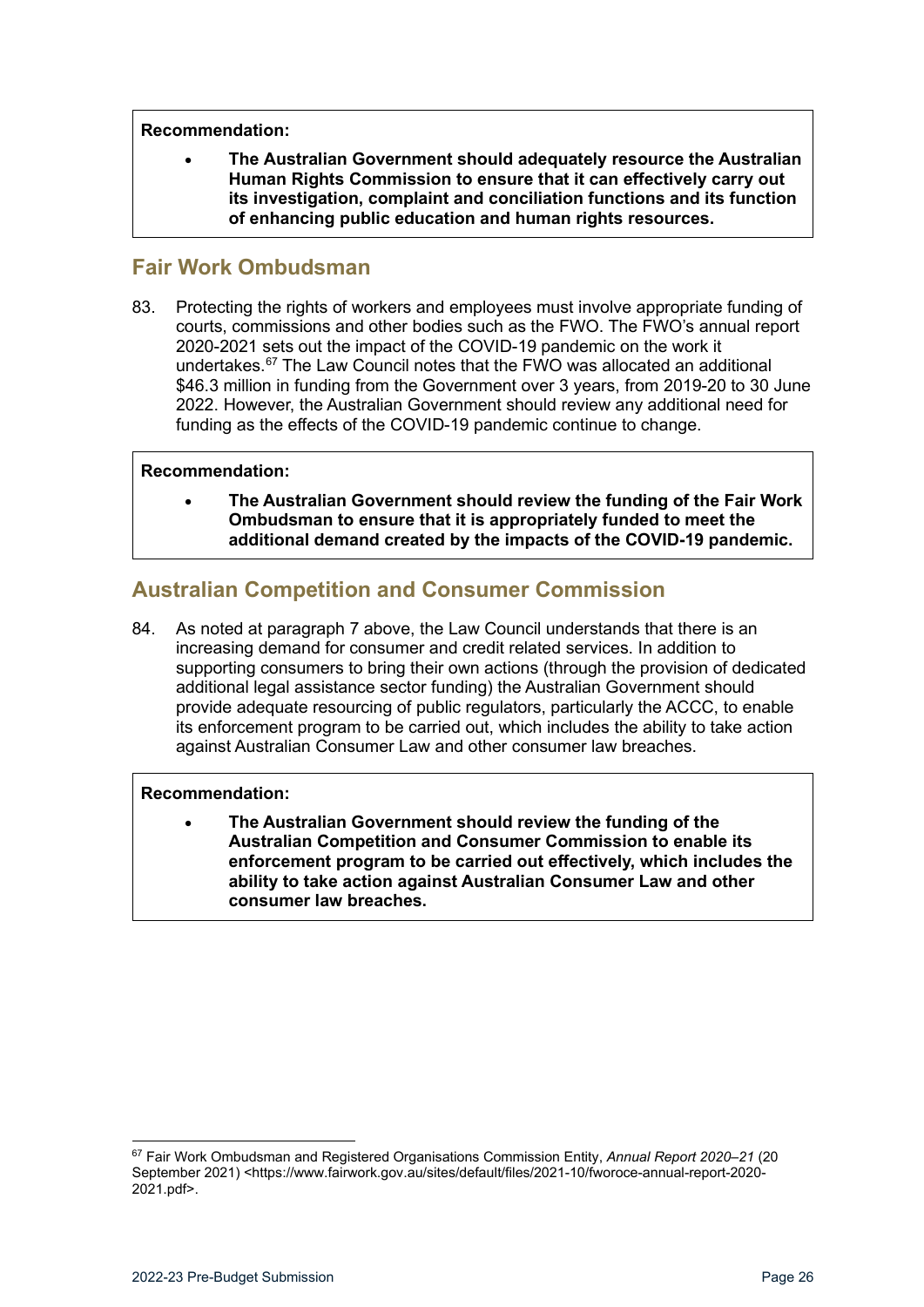**Recommendation:**

- **The Australian Government should adequately resource the Australian Human Rights Commission to ensure that it can effectively carry out its investigation, complaint and conciliation functions and its function of enhancing public education and human rights resources.**

## Fair Work Ombudsman

83. Protecting the rights of workers and employees must involve appropriate funding of courts, commissions and other bodies such as the FWO. The FWO's annual report 2020-2021 sets out the impact of the COVID-19 pandemic on the work it undertakes.[67] The Law Council notes that the FWO was allocated an additional $46.3 million in funding from the Government over 3 years, from 2019-20 to 30 June 2022. However, the Australian Government should review any additional need for funding as the effects of the COVID-19 pandemic continue to change.

**Recommendation:**

- **The Australian Government should review the funding of the Fair Work Ombudsman to ensure that it is appropriately funded to meet the additional demand created by the impacts of the COVID-19 pandemic.**

## Australian Competition and Consumer Commission

84. As noted at paragraph 7 above, the Law Council understands that there is an increasing demand for consumer and credit related services. In addition to supporting consumers to bring their own actions (through the provision of dedicated additional legal assistance sector funding) the Australian Government should provide adequate resourcing of public regulators, particularly the ACCC, to enable its enforcement program to be carried out, which includes the ability to take action against Australian Consumer Law and other consumer law breaches.

**Recommendation:**

- **The Australian Government should review the funding of the Australian Competition and Consumer Commission to enable its enforcement program to be carried out effectively, which includes the ability to take action against Australian Consumer Law and other consumer law breaches.**

---

[67] Fair Work Ombudsman and Registered Organisations Commission Entity, *Annual Report 2020–21* (20 September 2021) <https://www.fairwork.gov.au/sites/default/files/2021-10/fworoce-annual-report-2020-2021.pdf>.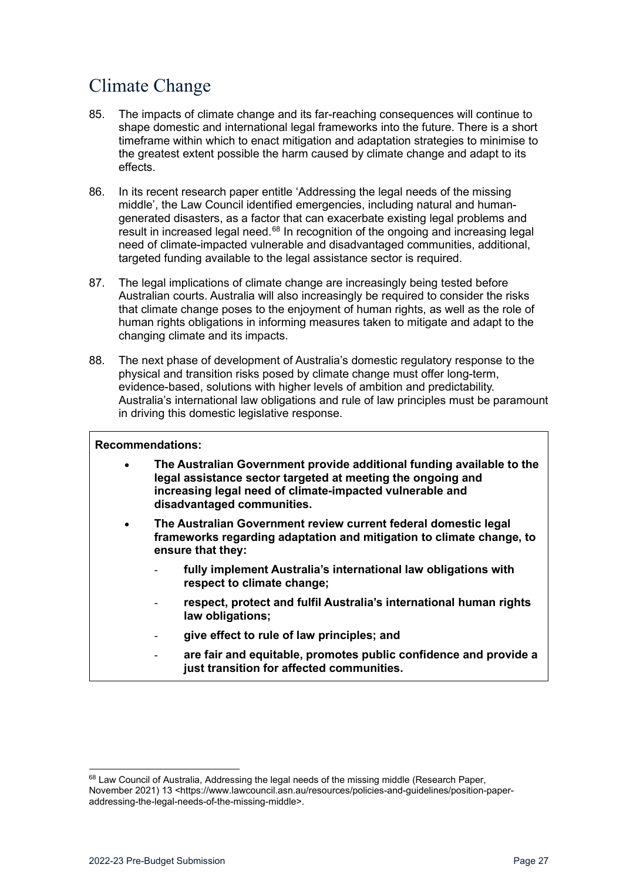## Climate Change

85. The impacts of climate change and its far-reaching consequences will continue to shape domestic and international legal frameworks into the future. There is a short timeframe within which to enact mitigation and adaptation strategies to minimise to the greatest extent possible the harm caused by climate change and adapt to its effects.

86. In its recent research paper entitle 'Addressing the legal needs of the missing middle', the Law Council identified emergencies, including natural and human-generated disasters, as a factor that can exacerbate existing legal problems and result in increased legal need.[68] In recognition of the ongoing and increasing legal need of climate-impacted vulnerable and disadvantaged communities, additional, targeted funding available to the legal assistance sector is required.

87. The legal implications of climate change are increasingly being tested before Australian courts. Australia will also increasingly be required to consider the risks that climate change poses to the enjoyment of human rights, as well as the role of human rights obligations in informing measures taken to mitigate and adapt to the changing climate and its impacts.

88. The next phase of development of Australia's domestic regulatory response to the physical and transition risks posed by climate change must offer long-term, evidence-based, solutions with higher levels of ambition and predictability. Australia's international law obligations and rule of law principles must be paramount in driving this domestic legislative response.

**Recommendations:**

- **The Australian Government provide additional funding available to the legal assistance sector targeted at meeting the ongoing and increasing legal need of climate-impacted vulnerable and disadvantaged communities.**
- **The Australian Government review current federal domestic legal frameworks regarding adaptation and mitigation to climate change, to ensure that they:**
  - **fully implement Australia's international law obligations with respect to climate change;**
  - **respect, protect and fulfil Australia's international human rights law obligations;**
  - **give effect to rule of law principles; and**
  - **are fair and equitable, promotes public confidence and provide a just transition for affected communities.**

---

[68] Law Council of Australia, Addressing the legal needs of the missing middle (Research Paper, November 2021) 13 <https://www.lawcouncil.asn.au/resources/policies-and-guidelines/position-paper-addressing-the-legal-needs-of-the-missing-middle>.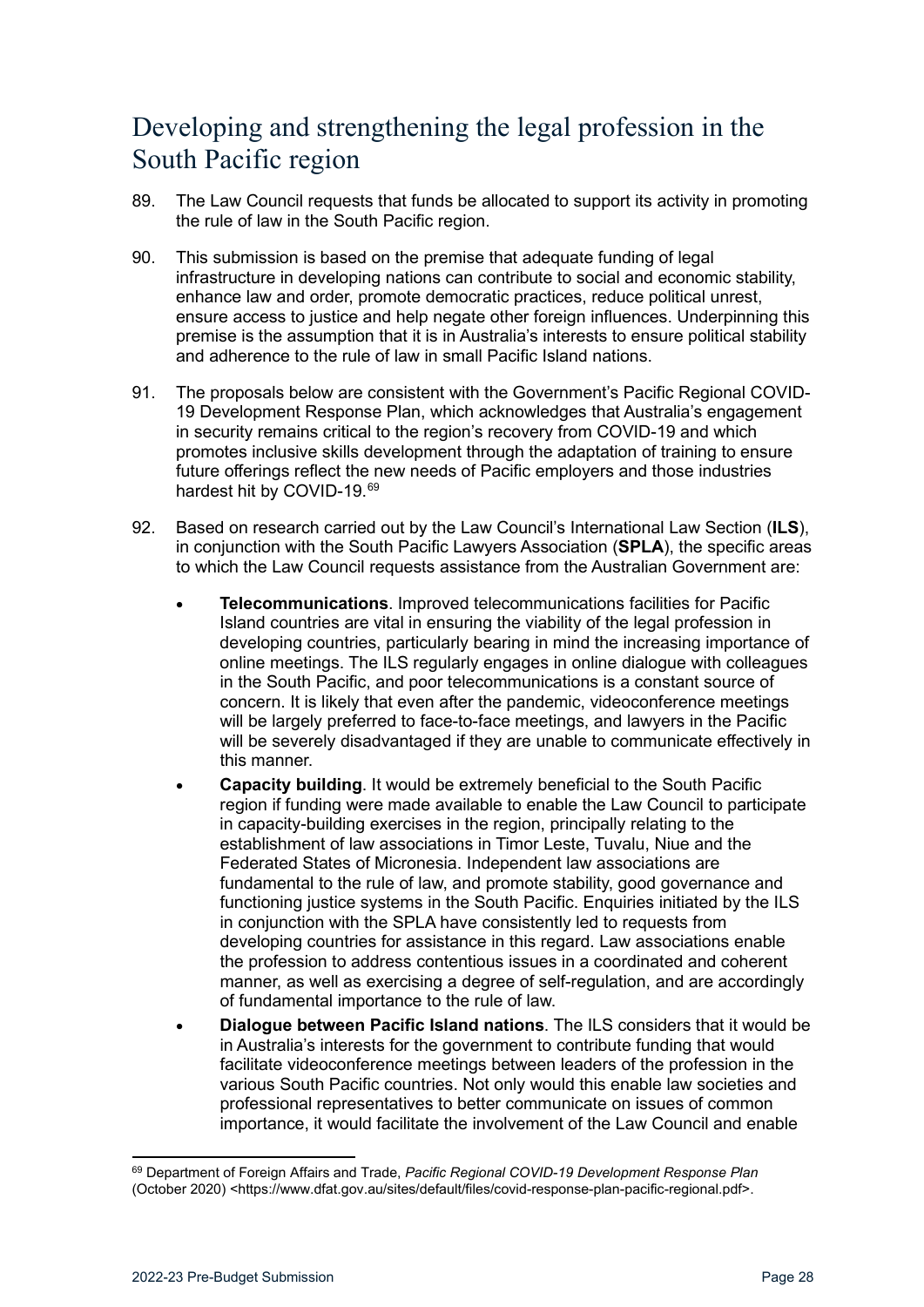# Developing and strengthening the legal profession in the South Pacific region

89. The Law Council requests that funds be allocated to support its activity in promoting the rule of law in the South Pacific region.

90. This submission is based on the premise that adequate funding of legal infrastructure in developing nations can contribute to social and economic stability, enhance law and order, promote democratic practices, reduce political unrest, ensure access to justice and help negate other foreign influences. Underpinning this premise is the assumption that it is in Australia's interests to ensure political stability and adherence to the rule of law in small Pacific Island nations.

91. The proposals below are consistent with the Government's Pacific Regional COVID-19 Development Response Plan, which acknowledges that Australia's engagement in security remains critical to the region's recovery from COVID-19 and which promotes inclusive skills development through the adaptation of training to ensure future offerings reflect the new needs of Pacific employers and those industries hardest hit by COVID-19.[69]

92. Based on research carried out by the Law Council's International Law Section (**ILS**), in conjunction with the South Pacific Lawyers Association (**SPLA**), the specific areas to which the Law Council requests assistance from the Australian Government are:

   - **Telecommunications**. Improved telecommunications facilities for Pacific Island countries are vital in ensuring the viability of the legal profession in developing countries, particularly bearing in mind the increasing importance of online meetings. The ILS regularly engages in online dialogue with colleagues in the South Pacific, and poor telecommunications is a constant source of concern. It is likely that even after the pandemic, videoconference meetings will be largely preferred to face-to-face meetings, and lawyers in the Pacific will be severely disadvantaged if they are unable to communicate effectively in this manner.
   - **Capacity building**. It would be extremely beneficial to the South Pacific region if funding were made available to enable the Law Council to participate in capacity-building exercises in the region, principally relating to the establishment of law associations in Timor Leste, Tuvalu, Niue and the Federated States of Micronesia. Independent law associations are fundamental to the rule of law, and promote stability, good governance and functioning justice systems in the South Pacific. Enquiries initiated by the ILS in conjunction with the SPLA have consistently led to requests from developing countries for assistance in this regard. Law associations enable the profession to address contentious issues in a coordinated and coherent manner, as well as exercising a degree of self-regulation, and are accordingly of fundamental importance to the rule of law.
   - **Dialogue between Pacific Island nations**. The ILS considers that it would be in Australia's interests for the government to contribute funding that would facilitate videoconference meetings between leaders of the profession in the various South Pacific countries. Not only would this enable law societies and professional representatives to better communicate on issues of common importance, it would facilitate the involvement of the Law Council and enable

---

[69] Department of Foreign Affairs and Trade, *Pacific Regional COVID-19 Development Response Plan* (October 2020) <https://www.dfat.gov.au/sites/default/files/covid-response-plan-pacific-regional.pdf>.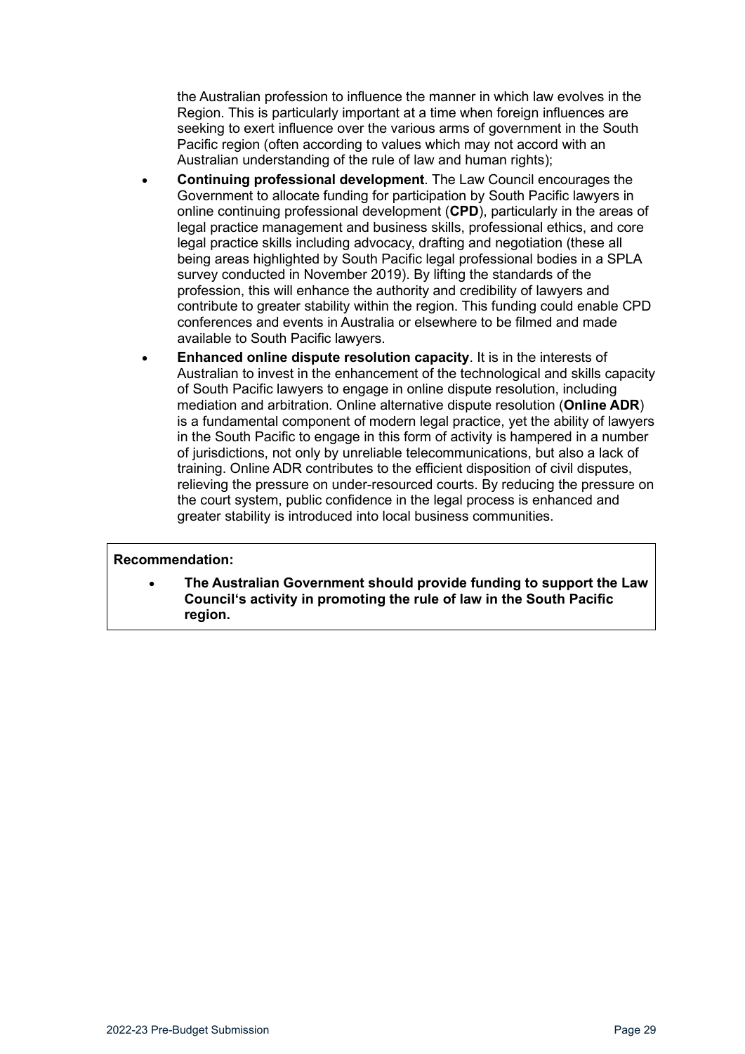the Australian profession to influence the manner in which law evolves in the Region. This is particularly important at a time when foreign influences are seeking to exert influence over the various arms of government in the South Pacific region (often according to values which may not accord with an Australian understanding of the rule of law and human rights);

- **Continuing professional development**. The Law Council encourages the Government to allocate funding for participation by South Pacific lawyers in online continuing professional development (**CPD**), particularly in the areas of legal practice management and business skills, professional ethics, and core legal practice skills including advocacy, drafting and negotiation (these all being areas highlighted by South Pacific legal professional bodies in a SPLA survey conducted in November 2019). By lifting the standards of the profession, this will enhance the authority and credibility of lawyers and contribute to greater stability within the region. This funding could enable CPD conferences and events in Australia or elsewhere to be filmed and made available to South Pacific lawyers.
- **Enhanced online dispute resolution capacity**. It is in the interests of Australian to invest in the enhancement of the technological and skills capacity of South Pacific lawyers to engage in online dispute resolution, including mediation and arbitration. Online alternative dispute resolution (**Online ADR**) is a fundamental component of modern legal practice, yet the ability of lawyers in the South Pacific to engage in this form of activity is hampered in a number of jurisdictions, not only by unreliable telecommunications, but also a lack of training. Online ADR contributes to the efficient disposition of civil disputes, relieving the pressure on under-resourced courts. By reducing the pressure on the court system, public confidence in the legal process is enhanced and greater stability is introduced into local business communities.

**Recommendation:**

- **The Australian Government should provide funding to support the Law Council's activity in promoting the rule of law in the South Pacific region.**